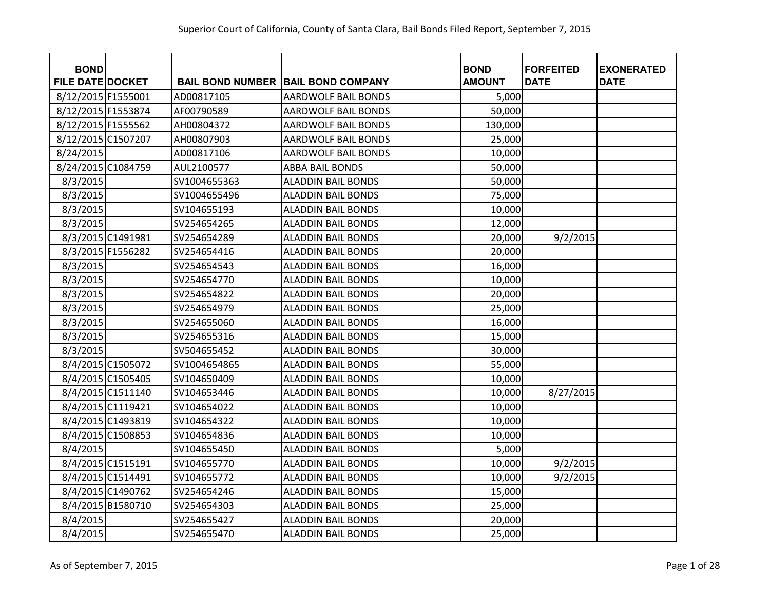Superior Court of California, County of Santa Clara, Bail Bonds Filed Report, September 7, 2015

| BOND FILE DATE | DOCKET | BAIL BOND NUMBER | BAIL BOND COMPANY | BOND AMOUNT | FORFEITED DATE | EXONERATED DATE |
|---|---|---|---|---|---|---|
| 8/12/2015 | F1555001 | AD00817105 | AARDWOLF BAIL BONDS | 5,000 | | |
| 8/12/2015 | F1553874 | AF00790589 | AARDWOLF BAIL BONDS | 50,000 | | |
| 8/12/2015 | F1555562 | AH00804372 | AARDWOLF BAIL BONDS | 130,000 | | |
| 8/12/2015 | C1507207 | AH00807903 | AARDWOLF BAIL BONDS | 25,000 | | |
| 8/24/2015 | | AD00817106 | AARDWOLF BAIL BONDS | 10,000 | | |
| 8/24/2015 | C1084759 | AUL2100577 | ABBA BAIL BONDS | 50,000 | | |
| 8/3/2015 | | SV1004655363 | ALADDIN BAIL BONDS | 50,000 | | |
| 8/3/2015 | | SV1004655496 | ALADDIN BAIL BONDS | 75,000 | | |
| 8/3/2015 | | SV104655193 | ALADDIN BAIL BONDS | 10,000 | | |
| 8/3/2015 | | SV254654265 | ALADDIN BAIL BONDS | 12,000 | | |
| 8/3/2015 | C1491981 | SV254654289 | ALADDIN BAIL BONDS | 20,000 | 9/2/2015 | |
| 8/3/2015 | F1556282 | SV254654416 | ALADDIN BAIL BONDS | 20,000 | | |
| 8/3/2015 | | SV254654543 | ALADDIN BAIL BONDS | 16,000 | | |
| 8/3/2015 | | SV254654770 | ALADDIN BAIL BONDS | 10,000 | | |
| 8/3/2015 | | SV254654822 | ALADDIN BAIL BONDS | 20,000 | | |
| 8/3/2015 | | SV254654979 | ALADDIN BAIL BONDS | 25,000 | | |
| 8/3/2015 | | SV254655060 | ALADDIN BAIL BONDS | 16,000 | | |
| 8/3/2015 | | SV254655316 | ALADDIN BAIL BONDS | 15,000 | | |
| 8/3/2015 | | SV504655452 | ALADDIN BAIL BONDS | 30,000 | | |
| 8/4/2015 | C1505072 | SV1004654865 | ALADDIN BAIL BONDS | 55,000 | | |
| 8/4/2015 | C1505405 | SV104650409 | ALADDIN BAIL BONDS | 10,000 | | |
| 8/4/2015 | C1511140 | SV104653446 | ALADDIN BAIL BONDS | 10,000 | 8/27/2015 | |
| 8/4/2015 | C1119421 | SV104654022 | ALADDIN BAIL BONDS | 10,000 | | |
| 8/4/2015 | C1493819 | SV104654322 | ALADDIN BAIL BONDS | 10,000 | | |
| 8/4/2015 | C1508853 | SV104654836 | ALADDIN BAIL BONDS | 10,000 | | |
| 8/4/2015 | | SV104655450 | ALADDIN BAIL BONDS | 5,000 | | |
| 8/4/2015 | C1515191 | SV104655770 | ALADDIN BAIL BONDS | 10,000 | 9/2/2015 | |
| 8/4/2015 | C1514491 | SV104655772 | ALADDIN BAIL BONDS | 10,000 | 9/2/2015 | |
| 8/4/2015 | C1490762 | SV254654246 | ALADDIN BAIL BONDS | 15,000 | | |
| 8/4/2015 | B1580710 | SV254654303 | ALADDIN BAIL BONDS | 25,000 | | |
| 8/4/2015 | | SV254655427 | ALADDIN BAIL BONDS | 20,000 | | |
| 8/4/2015 | | SV254655470 | ALADDIN BAIL BONDS | 25,000 | | |

As of September 7, 2015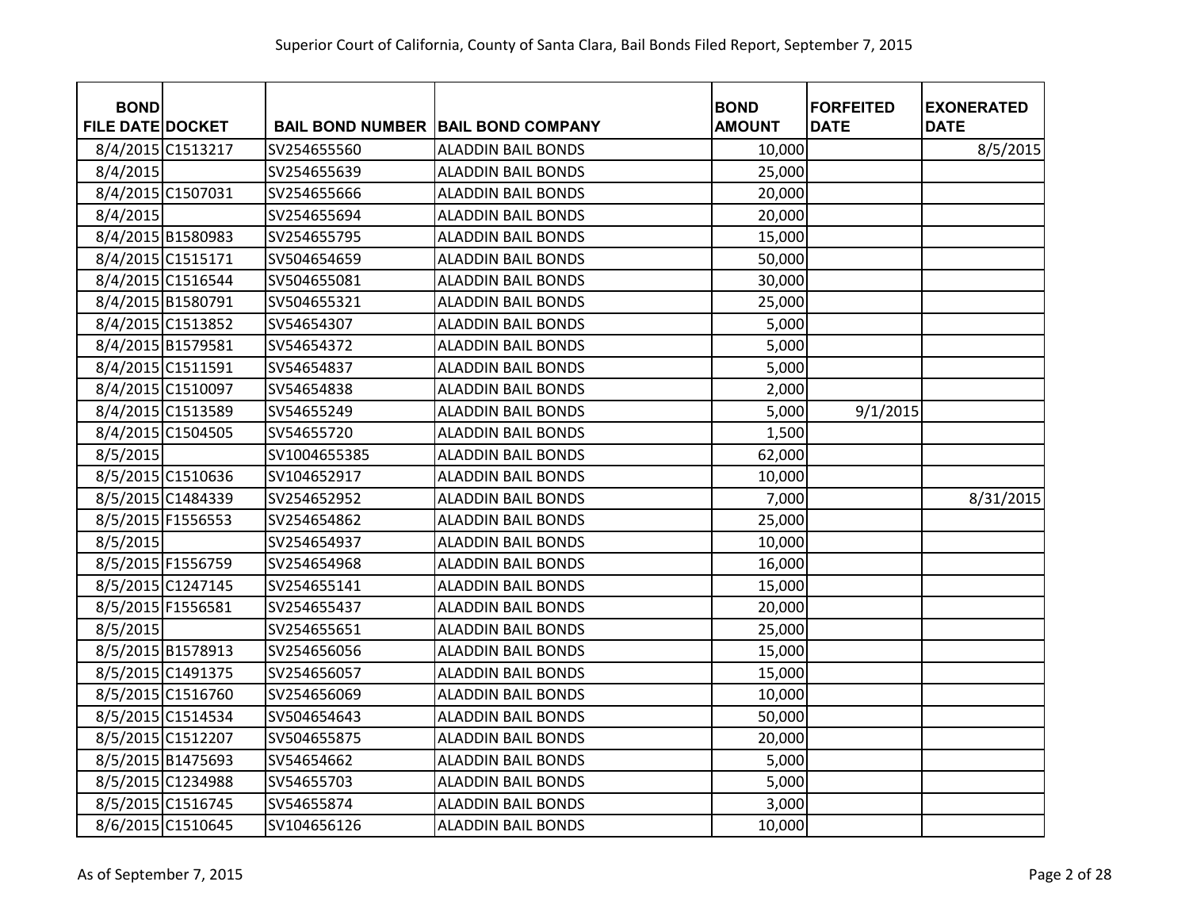| BOND FILE DATE | DOCKET | BAIL BOND NUMBER | BAIL BOND COMPANY | BOND AMOUNT | FORFEITED DATE | EXONERATED DATE |
|---|---|---|---|---|---|---|
| 8/4/2015 | C1513217 | SV254655560 | ALADDIN BAIL BONDS | 10,000 | | 8/5/2015 |
| 8/4/2015 | | SV254655639 | ALADDIN BAIL BONDS | 25,000 | | |
| 8/4/2015 | C1507031 | SV254655666 | ALADDIN BAIL BONDS | 20,000 | | |
| 8/4/2015 | | SV254655694 | ALADDIN BAIL BONDS | 20,000 | | |
| 8/4/2015 | B1580983 | SV254655795 | ALADDIN BAIL BONDS | 15,000 | | |
| 8/4/2015 | C1515171 | SV504654659 | ALADDIN BAIL BONDS | 50,000 | | |
| 8/4/2015 | C1516544 | SV504655081 | ALADDIN BAIL BONDS | 30,000 | | |
| 8/4/2015 | B1580791 | SV504655321 | ALADDIN BAIL BONDS | 25,000 | | |
| 8/4/2015 | C1513852 | SV54654307 | ALADDIN BAIL BONDS | 5,000 | | |
| 8/4/2015 | B1579581 | SV54654372 | ALADDIN BAIL BONDS | 5,000 | | |
| 8/4/2015 | C1511591 | SV54654837 | ALADDIN BAIL BONDS | 5,000 | | |
| 8/4/2015 | C1510097 | SV54654838 | ALADDIN BAIL BONDS | 2,000 | | |
| 8/4/2015 | C1513589 | SV54655249 | ALADDIN BAIL BONDS | 5,000 | 9/1/2015 | |
| 8/4/2015 | C1504505 | SV54655720 | ALADDIN BAIL BONDS | 1,500 | | |
| 8/5/2015 | | SV1004655385 | ALADDIN BAIL BONDS | 62,000 | | |
| 8/5/2015 | C1510636 | SV104652917 | ALADDIN BAIL BONDS | 10,000 | | |
| 8/5/2015 | C1484339 | SV254652952 | ALADDIN BAIL BONDS | 7,000 | | 8/31/2015 |
| 8/5/2015 | F1556553 | SV254654862 | ALADDIN BAIL BONDS | 25,000 | | |
| 8/5/2015 | | SV254654937 | ALADDIN BAIL BONDS | 10,000 | | |
| 8/5/2015 | F1556759 | SV254654968 | ALADDIN BAIL BONDS | 16,000 | | |
| 8/5/2015 | C1247145 | SV254655141 | ALADDIN BAIL BONDS | 15,000 | | |
| 8/5/2015 | F1556581 | SV254655437 | ALADDIN BAIL BONDS | 20,000 | | |
| 8/5/2015 | | SV254655651 | ALADDIN BAIL BONDS | 25,000 | | |
| 8/5/2015 | B1578913 | SV254656056 | ALADDIN BAIL BONDS | 15,000 | | |
| 8/5/2015 | C1491375 | SV254656057 | ALADDIN BAIL BONDS | 15,000 | | |
| 8/5/2015 | C1516760 | SV254656069 | ALADDIN BAIL BONDS | 10,000 | | |
| 8/5/2015 | C1514534 | SV504654643 | ALADDIN BAIL BONDS | 50,000 | | |
| 8/5/2015 | C1512207 | SV504655875 | ALADDIN BAIL BONDS | 20,000 | | |
| 8/5/2015 | B1475693 | SV54654662 | ALADDIN BAIL BONDS | 5,000 | | |
| 8/5/2015 | C1234988 | SV54655703 | ALADDIN BAIL BONDS | 5,000 | | |
| 8/5/2015 | C1516745 | SV54655874 | ALADDIN BAIL BONDS | 3,000 | | |
| 8/6/2015 | C1510645 | SV104656126 | ALADDIN BAIL BONDS | 10,000 | | |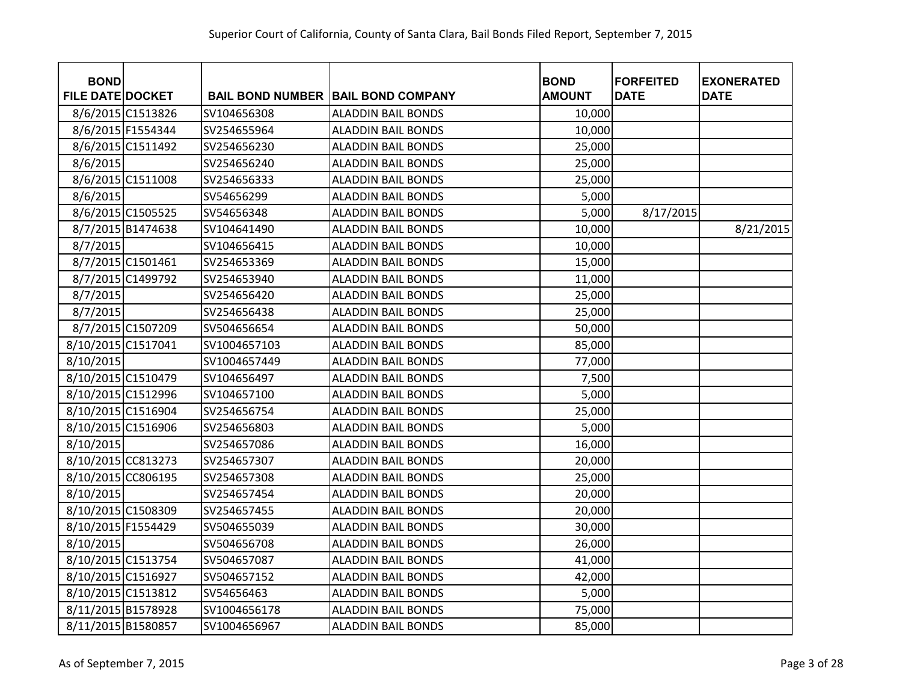| BOND FILE DATE | DOCKET | BAIL BOND NUMBER | BAIL BOND COMPANY | BOND AMOUNT | FORFEITED DATE | EXONERATED DATE |
|---|---|---|---|---|---|---|
| 8/6/2015 | C1513826 | SV104656308 | ALADDIN BAIL BONDS | 10,000 | | |
| 8/6/2015 | F1554344 | SV254655964 | ALADDIN BAIL BONDS | 10,000 | | |
| 8/6/2015 | C1511492 | SV254656230 | ALADDIN BAIL BONDS | 25,000 | | |
| 8/6/2015 | | SV254656240 | ALADDIN BAIL BONDS | 25,000 | | |
| 8/6/2015 | C1511008 | SV254656333 | ALADDIN BAIL BONDS | 25,000 | | |
| 8/6/2015 | | SV54656299 | ALADDIN BAIL BONDS | 5,000 | | |
| 8/6/2015 | C1505525 | SV54656348 | ALADDIN BAIL BONDS | 5,000 | 8/17/2015 | |
| 8/7/2015 | B1474638 | SV104641490 | ALADDIN BAIL BONDS | 10,000 | | 8/21/2015 |
| 8/7/2015 | | SV104656415 | ALADDIN BAIL BONDS | 10,000 | | |
| 8/7/2015 | C1501461 | SV254653369 | ALADDIN BAIL BONDS | 15,000 | | |
| 8/7/2015 | C1499792 | SV254653940 | ALADDIN BAIL BONDS | 11,000 | | |
| 8/7/2015 | | SV254656420 | ALADDIN BAIL BONDS | 25,000 | | |
| 8/7/2015 | | SV254656438 | ALADDIN BAIL BONDS | 25,000 | | |
| 8/7/2015 | C1507209 | SV504656654 | ALADDIN BAIL BONDS | 50,000 | | |
| 8/10/2015 | C1517041 | SV1004657103 | ALADDIN BAIL BONDS | 85,000 | | |
| 8/10/2015 | | SV1004657449 | ALADDIN BAIL BONDS | 77,000 | | |
| 8/10/2015 | C1510479 | SV104656497 | ALADDIN BAIL BONDS | 7,500 | | |
| 8/10/2015 | C1512996 | SV104657100 | ALADDIN BAIL BONDS | 5,000 | | |
| 8/10/2015 | C1516904 | SV254656754 | ALADDIN BAIL BONDS | 25,000 | | |
| 8/10/2015 | C1516906 | SV254656803 | ALADDIN BAIL BONDS | 5,000 | | |
| 8/10/2015 | | SV254657086 | ALADDIN BAIL BONDS | 16,000 | | |
| 8/10/2015 | CC813273 | SV254657307 | ALADDIN BAIL BONDS | 20,000 | | |
| 8/10/2015 | CC806195 | SV254657308 | ALADDIN BAIL BONDS | 25,000 | | |
| 8/10/2015 | | SV254657454 | ALADDIN BAIL BONDS | 20,000 | | |
| 8/10/2015 | C1508309 | SV254657455 | ALADDIN BAIL BONDS | 20,000 | | |
| 8/10/2015 | F1554429 | SV504655039 | ALADDIN BAIL BONDS | 30,000 | | |
| 8/10/2015 | | SV504656708 | ALADDIN BAIL BONDS | 26,000 | | |
| 8/10/2015 | C1513754 | SV504657087 | ALADDIN BAIL BONDS | 41,000 | | |
| 8/10/2015 | C1516927 | SV504657152 | ALADDIN BAIL BONDS | 42,000 | | |
| 8/10/2015 | C1513812 | SV54656463 | ALADDIN BAIL BONDS | 5,000 | | |
| 8/11/2015 | B1578928 | SV1004656178 | ALADDIN BAIL BONDS | 75,000 | | |
| 8/11/2015 | B1580857 | SV1004656967 | ALADDIN BAIL BONDS | 85,000 | | |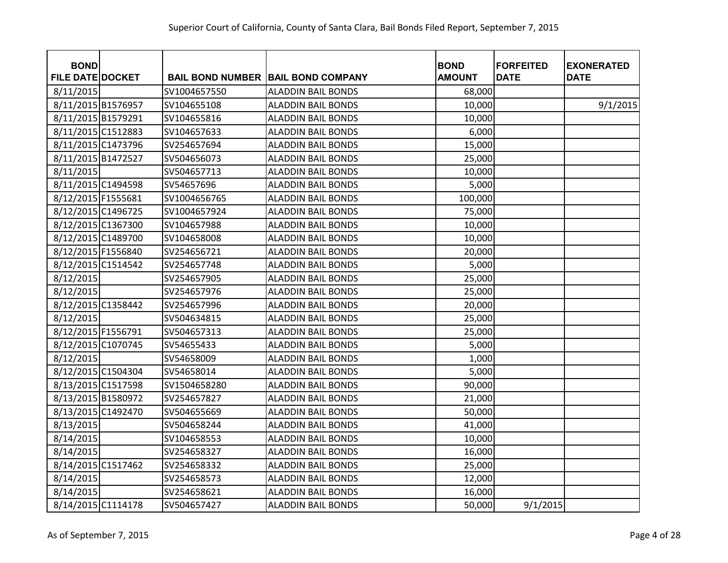Superior Court of California, County of Santa Clara, Bail Bonds Filed Report, September 7, 2015

| BOND FILE DATE | DOCKET | BAIL BOND NUMBER | BAIL BOND COMPANY | BOND AMOUNT | FORFEITED DATE | EXONERATED DATE |
|---|---|---|---|---|---|---|
| 8/11/2015 | | SV1004657550 | ALADDIN BAIL BONDS | 68,000 | | |
| 8/11/2015 | B1576957 | SV104655108 | ALADDIN BAIL BONDS | 10,000 | | 9/1/2015 |
| 8/11/2015 | B1579291 | SV104655816 | ALADDIN BAIL BONDS | 10,000 | | |
| 8/11/2015 | C1512883 | SV104657633 | ALADDIN BAIL BONDS | 6,000 | | |
| 8/11/2015 | C1473796 | SV254657694 | ALADDIN BAIL BONDS | 15,000 | | |
| 8/11/2015 | B1472527 | SV504656073 | ALADDIN BAIL BONDS | 25,000 | | |
| 8/11/2015 | | SV504657713 | ALADDIN BAIL BONDS | 10,000 | | |
| 8/11/2015 | C1494598 | SV54657696 | ALADDIN BAIL BONDS | 5,000 | | |
| 8/12/2015 | F1555681 | SV1004656765 | ALADDIN BAIL BONDS | 100,000 | | |
| 8/12/2015 | C1496725 | SV1004657924 | ALADDIN BAIL BONDS | 75,000 | | |
| 8/12/2015 | C1367300 | SV104657988 | ALADDIN BAIL BONDS | 10,000 | | |
| 8/12/2015 | C1489700 | SV104658008 | ALADDIN BAIL BONDS | 10,000 | | |
| 8/12/2015 | F1556840 | SV254656721 | ALADDIN BAIL BONDS | 20,000 | | |
| 8/12/2015 | C1514542 | SV254657748 | ALADDIN BAIL BONDS | 5,000 | | |
| 8/12/2015 | | SV254657905 | ALADDIN BAIL BONDS | 25,000 | | |
| 8/12/2015 | | SV254657976 | ALADDIN BAIL BONDS | 25,000 | | |
| 8/12/2015 | C1358442 | SV254657996 | ALADDIN BAIL BONDS | 20,000 | | |
| 8/12/2015 | | SV504634815 | ALADDIN BAIL BONDS | 25,000 | | |
| 8/12/2015 | F1556791 | SV504657313 | ALADDIN BAIL BONDS | 25,000 | | |
| 8/12/2015 | C1070745 | SV54655433 | ALADDIN BAIL BONDS | 5,000 | | |
| 8/12/2015 | | SV54658009 | ALADDIN BAIL BONDS | 1,000 | | |
| 8/12/2015 | C1504304 | SV54658014 | ALADDIN BAIL BONDS | 5,000 | | |
| 8/13/2015 | C1517598 | SV1504658280 | ALADDIN BAIL BONDS | 90,000 | | |
| 8/13/2015 | B1580972 | SV254657827 | ALADDIN BAIL BONDS | 21,000 | | |
| 8/13/2015 | C1492470 | SV504655669 | ALADDIN BAIL BONDS | 50,000 | | |
| 8/13/2015 | | SV504658244 | ALADDIN BAIL BONDS | 41,000 | | |
| 8/14/2015 | | SV104658553 | ALADDIN BAIL BONDS | 10,000 | | |
| 8/14/2015 | | SV254658327 | ALADDIN BAIL BONDS | 16,000 | | |
| 8/14/2015 | C1517462 | SV254658332 | ALADDIN BAIL BONDS | 25,000 | | |
| 8/14/2015 | | SV254658573 | ALADDIN BAIL BONDS | 12,000 | | |
| 8/14/2015 | | SV254658621 | ALADDIN BAIL BONDS | 16,000 | | |
| 8/14/2015 | C1114178 | SV504657427 | ALADDIN BAIL BONDS | 50,000 | 9/1/2015 | |

As of September 7, 2015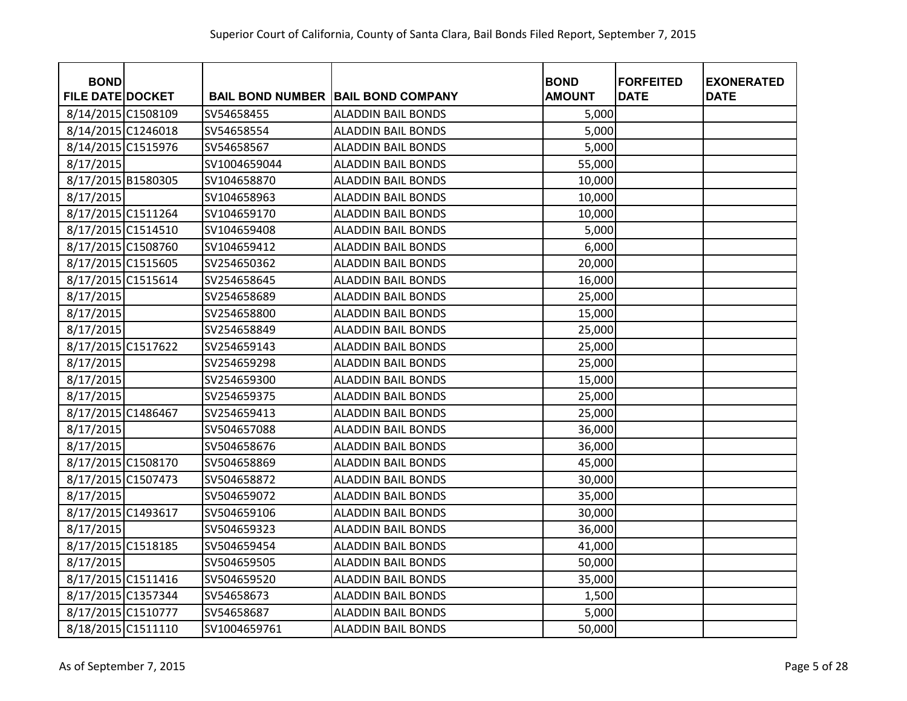| BOND FILE DATE | DOCKET | BAIL BOND NUMBER | BAIL BOND COMPANY | BOND AMOUNT | FORFEITED DATE | EXONERATED DATE |
|---|---|---|---|---|---|---|
| 8/14/2015 | C1508109 | SV54658455 | ALADDIN BAIL BONDS | 5,000 | | |
| 8/14/2015 | C1246018 | SV54658554 | ALADDIN BAIL BONDS | 5,000 | | |
| 8/14/2015 | C1515976 | SV54658567 | ALADDIN BAIL BONDS | 5,000 | | |
| 8/17/2015 | | SV1004659044 | ALADDIN BAIL BONDS | 55,000 | | |
| 8/17/2015 | B1580305 | SV104658870 | ALADDIN BAIL BONDS | 10,000 | | |
| 8/17/2015 | | SV104658963 | ALADDIN BAIL BONDS | 10,000 | | |
| 8/17/2015 | C1511264 | SV104659170 | ALADDIN BAIL BONDS | 10,000 | | |
| 8/17/2015 | C1514510 | SV104659408 | ALADDIN BAIL BONDS | 5,000 | | |
| 8/17/2015 | C1508760 | SV104659412 | ALADDIN BAIL BONDS | 6,000 | | |
| 8/17/2015 | C1515605 | SV254650362 | ALADDIN BAIL BONDS | 20,000 | | |
| 8/17/2015 | C1515614 | SV254658645 | ALADDIN BAIL BONDS | 16,000 | | |
| 8/17/2015 | | SV254658689 | ALADDIN BAIL BONDS | 25,000 | | |
| 8/17/2015 | | SV254658800 | ALADDIN BAIL BONDS | 15,000 | | |
| 8/17/2015 | | SV254658849 | ALADDIN BAIL BONDS | 25,000 | | |
| 8/17/2015 | C1517622 | SV254659143 | ALADDIN BAIL BONDS | 25,000 | | |
| 8/17/2015 | | SV254659298 | ALADDIN BAIL BONDS | 25,000 | | |
| 8/17/2015 | | SV254659300 | ALADDIN BAIL BONDS | 15,000 | | |
| 8/17/2015 | | SV254659375 | ALADDIN BAIL BONDS | 25,000 | | |
| 8/17/2015 | C1486467 | SV254659413 | ALADDIN BAIL BONDS | 25,000 | | |
| 8/17/2015 | | SV504657088 | ALADDIN BAIL BONDS | 36,000 | | |
| 8/17/2015 | | SV504658676 | ALADDIN BAIL BONDS | 36,000 | | |
| 8/17/2015 | C1508170 | SV504658869 | ALADDIN BAIL BONDS | 45,000 | | |
| 8/17/2015 | C1507473 | SV504658872 | ALADDIN BAIL BONDS | 30,000 | | |
| 8/17/2015 | | SV504659072 | ALADDIN BAIL BONDS | 35,000 | | |
| 8/17/2015 | C1493617 | SV504659106 | ALADDIN BAIL BONDS | 30,000 | | |
| 8/17/2015 | | SV504659323 | ALADDIN BAIL BONDS | 36,000 | | |
| 8/17/2015 | C1518185 | SV504659454 | ALADDIN BAIL BONDS | 41,000 | | |
| 8/17/2015 | | SV504659505 | ALADDIN BAIL BONDS | 50,000 | | |
| 8/17/2015 | C1511416 | SV504659520 | ALADDIN BAIL BONDS | 35,000 | | |
| 8/17/2015 | C1357344 | SV54658673 | ALADDIN BAIL BONDS | 1,500 | | |
| 8/17/2015 | C1510777 | SV54658687 | ALADDIN BAIL BONDS | 5,000 | | |
| 8/18/2015 | C1511110 | SV1004659761 | ALADDIN BAIL BONDS | 50,000 | | |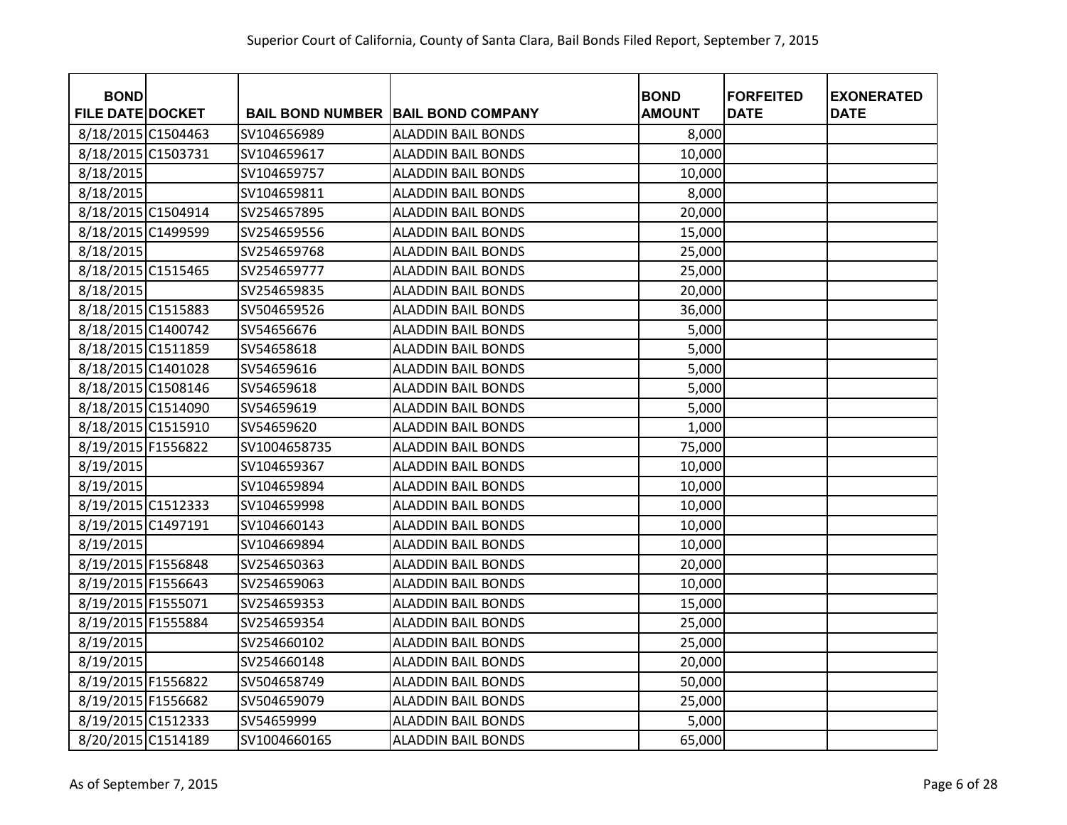| BOND FILE DATE | DOCKET | BAIL BOND NUMBER | BAIL BOND COMPANY | BOND AMOUNT | FORFEITED DATE | EXONERATED DATE |
|---|---|---|---|---|---|---|
| 8/18/2015 | C1504463 | SV104656989 | ALADDIN BAIL BONDS | 8,000 | | |
| 8/18/2015 | C1503731 | SV104659617 | ALADDIN BAIL BONDS | 10,000 | | |
| 8/18/2015 | | SV104659757 | ALADDIN BAIL BONDS | 10,000 | | |
| 8/18/2015 | | SV104659811 | ALADDIN BAIL BONDS | 8,000 | | |
| 8/18/2015 | C1504914 | SV254657895 | ALADDIN BAIL BONDS | 20,000 | | |
| 8/18/2015 | C1499599 | SV254659556 | ALADDIN BAIL BONDS | 15,000 | | |
| 8/18/2015 | | SV254659768 | ALADDIN BAIL BONDS | 25,000 | | |
| 8/18/2015 | C1515465 | SV254659777 | ALADDIN BAIL BONDS | 25,000 | | |
| 8/18/2015 | | SV254659835 | ALADDIN BAIL BONDS | 20,000 | | |
| 8/18/2015 | C1515883 | SV504659526 | ALADDIN BAIL BONDS | 36,000 | | |
| 8/18/2015 | C1400742 | SV54656676 | ALADDIN BAIL BONDS | 5,000 | | |
| 8/18/2015 | C1511859 | SV54658618 | ALADDIN BAIL BONDS | 5,000 | | |
| 8/18/2015 | C1401028 | SV54659616 | ALADDIN BAIL BONDS | 5,000 | | |
| 8/18/2015 | C1508146 | SV54659618 | ALADDIN BAIL BONDS | 5,000 | | |
| 8/18/2015 | C1514090 | SV54659619 | ALADDIN BAIL BONDS | 5,000 | | |
| 8/18/2015 | C1515910 | SV54659620 | ALADDIN BAIL BONDS | 1,000 | | |
| 8/19/2015 | F1556822 | SV1004658735 | ALADDIN BAIL BONDS | 75,000 | | |
| 8/19/2015 | | SV104659367 | ALADDIN BAIL BONDS | 10,000 | | |
| 8/19/2015 | | SV104659894 | ALADDIN BAIL BONDS | 10,000 | | |
| 8/19/2015 | C1512333 | SV104659998 | ALADDIN BAIL BONDS | 10,000 | | |
| 8/19/2015 | C1497191 | SV104660143 | ALADDIN BAIL BONDS | 10,000 | | |
| 8/19/2015 | | SV104669894 | ALADDIN BAIL BONDS | 10,000 | | |
| 8/19/2015 | F1556848 | SV254650363 | ALADDIN BAIL BONDS | 20,000 | | |
| 8/19/2015 | F1556643 | SV254659063 | ALADDIN BAIL BONDS | 10,000 | | |
| 8/19/2015 | F1555071 | SV254659353 | ALADDIN BAIL BONDS | 15,000 | | |
| 8/19/2015 | F1555884 | SV254659354 | ALADDIN BAIL BONDS | 25,000 | | |
| 8/19/2015 | | SV254660102 | ALADDIN BAIL BONDS | 25,000 | | |
| 8/19/2015 | | SV254660148 | ALADDIN BAIL BONDS | 20,000 | | |
| 8/19/2015 | F1556822 | SV504658749 | ALADDIN BAIL BONDS | 50,000 | | |
| 8/19/2015 | F1556682 | SV504659079 | ALADDIN BAIL BONDS | 25,000 | | |
| 8/19/2015 | C1512333 | SV54659999 | ALADDIN BAIL BONDS | 5,000 | | |
| 8/20/2015 | C1514189 | SV1004660165 | ALADDIN BAIL BONDS | 65,000 | | |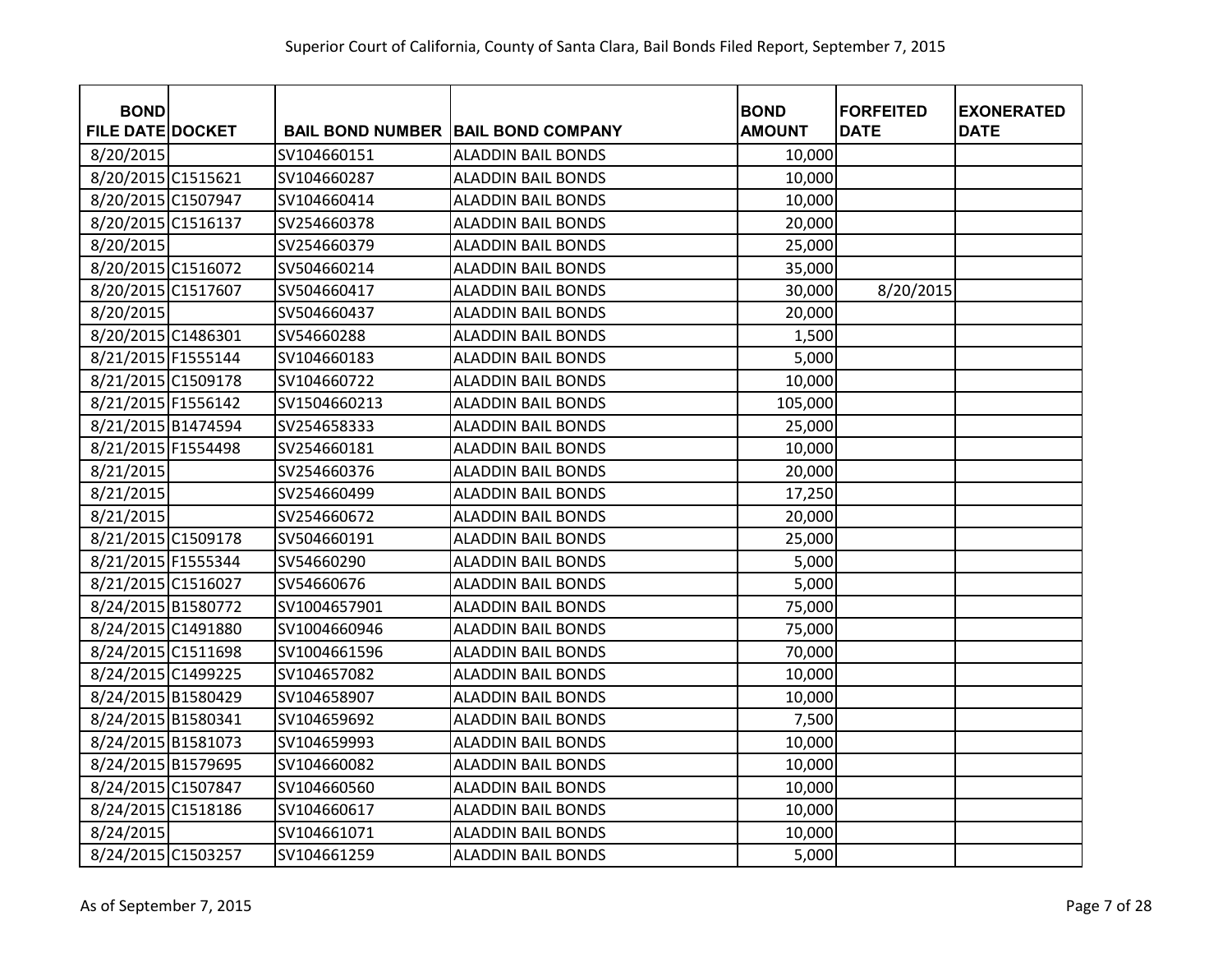| BOND FILE DATE | DOCKET | BAIL BOND NUMBER | BAIL BOND COMPANY | BOND AMOUNT | FORFEITED DATE | EXONERATED DATE |
|---|---|---|---|---|---|---|
| 8/20/2015 | | SV104660151 | ALADDIN BAIL BONDS | 10,000 | | |
| 8/20/2015 | C1515621 | SV104660287 | ALADDIN BAIL BONDS | 10,000 | | |
| 8/20/2015 | C1507947 | SV104660414 | ALADDIN BAIL BONDS | 10,000 | | |
| 8/20/2015 | C1516137 | SV254660378 | ALADDIN BAIL BONDS | 20,000 | | |
| 8/20/2015 | | SV254660379 | ALADDIN BAIL BONDS | 25,000 | | |
| 8/20/2015 | C1516072 | SV504660214 | ALADDIN BAIL BONDS | 35,000 | | |
| 8/20/2015 | C1517607 | SV504660417 | ALADDIN BAIL BONDS | 30,000 | 8/20/2015 | |
| 8/20/2015 | | SV504660437 | ALADDIN BAIL BONDS | 20,000 | | |
| 8/20/2015 | C1486301 | SV54660288 | ALADDIN BAIL BONDS | 1,500 | | |
| 8/21/2015 | F1555144 | SV104660183 | ALADDIN BAIL BONDS | 5,000 | | |
| 8/21/2015 | C1509178 | SV104660722 | ALADDIN BAIL BONDS | 10,000 | | |
| 8/21/2015 | F1556142 | SV1504660213 | ALADDIN BAIL BONDS | 105,000 | | |
| 8/21/2015 | B1474594 | SV254658333 | ALADDIN BAIL BONDS | 25,000 | | |
| 8/21/2015 | F1554498 | SV254660181 | ALADDIN BAIL BONDS | 10,000 | | |
| 8/21/2015 | | SV254660376 | ALADDIN BAIL BONDS | 20,000 | | |
| 8/21/2015 | | SV254660499 | ALADDIN BAIL BONDS | 17,250 | | |
| 8/21/2015 | | SV254660672 | ALADDIN BAIL BONDS | 20,000 | | |
| 8/21/2015 | C1509178 | SV504660191 | ALADDIN BAIL BONDS | 25,000 | | |
| 8/21/2015 | F1555344 | SV54660290 | ALADDIN BAIL BONDS | 5,000 | | |
| 8/21/2015 | C1516027 | SV54660676 | ALADDIN BAIL BONDS | 5,000 | | |
| 8/24/2015 | B1580772 | SV1004657901 | ALADDIN BAIL BONDS | 75,000 | | |
| 8/24/2015 | C1491880 | SV1004660946 | ALADDIN BAIL BONDS | 75,000 | | |
| 8/24/2015 | C1511698 | SV1004661596 | ALADDIN BAIL BONDS | 70,000 | | |
| 8/24/2015 | C1499225 | SV104657082 | ALADDIN BAIL BONDS | 10,000 | | |
| 8/24/2015 | B1580429 | SV104658907 | ALADDIN BAIL BONDS | 10,000 | | |
| 8/24/2015 | B1580341 | SV104659692 | ALADDIN BAIL BONDS | 7,500 | | |
| 8/24/2015 | B1581073 | SV104659993 | ALADDIN BAIL BONDS | 10,000 | | |
| 8/24/2015 | B1579695 | SV104660082 | ALADDIN BAIL BONDS | 10,000 | | |
| 8/24/2015 | C1507847 | SV104660560 | ALADDIN BAIL BONDS | 10,000 | | |
| 8/24/2015 | C1518186 | SV104660617 | ALADDIN BAIL BONDS | 10,000 | | |
| 8/24/2015 | | SV104661071 | ALADDIN BAIL BONDS | 10,000 | | |
| 8/24/2015 | C1503257 | SV104661259 | ALADDIN BAIL BONDS | 5,000 | | |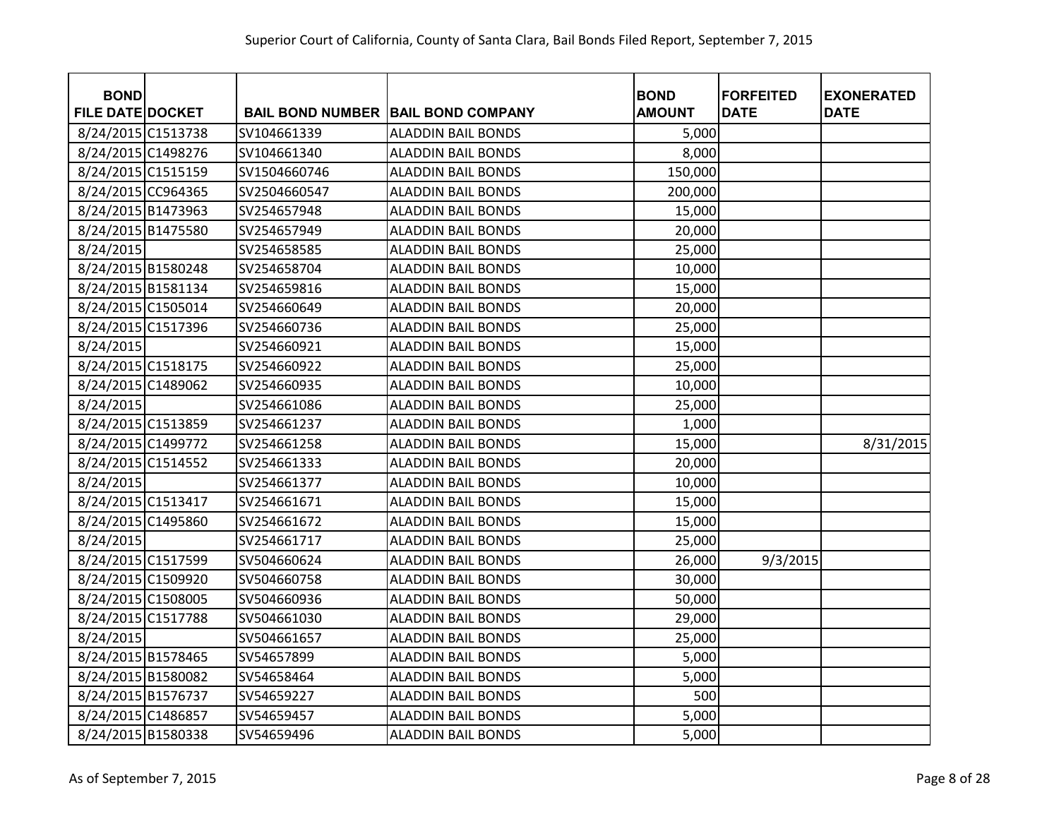Superior Court of California, County of Santa Clara, Bail Bonds Filed Report, September 7, 2015

| BOND FILE DATE | DOCKET | BAIL BOND NUMBER | BAIL BOND COMPANY | BOND AMOUNT | FORFEITED DATE | EXONERATED DATE |
|---|---|---|---|---|---|---|
| 8/24/2015 | C1513738 | SV104661339 | ALADDIN BAIL BONDS | 5,000 | | |
| 8/24/2015 | C1498276 | SV104661340 | ALADDIN BAIL BONDS | 8,000 | | |
| 8/24/2015 | C1515159 | SV1504660746 | ALADDIN BAIL BONDS | 150,000 | | |
| 8/24/2015 | CC964365 | SV2504660547 | ALADDIN BAIL BONDS | 200,000 | | |
| 8/24/2015 | B1473963 | SV254657948 | ALADDIN BAIL BONDS | 15,000 | | |
| 8/24/2015 | B1475580 | SV254657949 | ALADDIN BAIL BONDS | 20,000 | | |
| 8/24/2015 | | SV254658585 | ALADDIN BAIL BONDS | 25,000 | | |
| 8/24/2015 | B1580248 | SV254658704 | ALADDIN BAIL BONDS | 10,000 | | |
| 8/24/2015 | B1581134 | SV254659816 | ALADDIN BAIL BONDS | 15,000 | | |
| 8/24/2015 | C1505014 | SV254660649 | ALADDIN BAIL BONDS | 20,000 | | |
| 8/24/2015 | C1517396 | SV254660736 | ALADDIN BAIL BONDS | 25,000 | | |
| 8/24/2015 | | SV254660921 | ALADDIN BAIL BONDS | 15,000 | | |
| 8/24/2015 | C1518175 | SV254660922 | ALADDIN BAIL BONDS | 25,000 | | |
| 8/24/2015 | C1489062 | SV254660935 | ALADDIN BAIL BONDS | 10,000 | | |
| 8/24/2015 | | SV254661086 | ALADDIN BAIL BONDS | 25,000 | | |
| 8/24/2015 | C1513859 | SV254661237 | ALADDIN BAIL BONDS | 1,000 | | |
| 8/24/2015 | C1499772 | SV254661258 | ALADDIN BAIL BONDS | 15,000 | | 8/31/2015 |
| 8/24/2015 | C1514552 | SV254661333 | ALADDIN BAIL BONDS | 20,000 | | |
| 8/24/2015 | | SV254661377 | ALADDIN BAIL BONDS | 10,000 | | |
| 8/24/2015 | C1513417 | SV254661671 | ALADDIN BAIL BONDS | 15,000 | | |
| 8/24/2015 | C1495860 | SV254661672 | ALADDIN BAIL BONDS | 15,000 | | |
| 8/24/2015 | | SV254661717 | ALADDIN BAIL BONDS | 25,000 | | |
| 8/24/2015 | C1517599 | SV504660624 | ALADDIN BAIL BONDS | 26,000 | 9/3/2015 | |
| 8/24/2015 | C1509920 | SV504660758 | ALADDIN BAIL BONDS | 30,000 | | |
| 8/24/2015 | C1508005 | SV504660936 | ALADDIN BAIL BONDS | 50,000 | | |
| 8/24/2015 | C1517788 | SV504661030 | ALADDIN BAIL BONDS | 29,000 | | |
| 8/24/2015 | | SV504661657 | ALADDIN BAIL BONDS | 25,000 | | |
| 8/24/2015 | B1578465 | SV54657899 | ALADDIN BAIL BONDS | 5,000 | | |
| 8/24/2015 | B1580082 | SV54658464 | ALADDIN BAIL BONDS | 5,000 | | |
| 8/24/2015 | B1576737 | SV54659227 | ALADDIN BAIL BONDS | 500 | | |
| 8/24/2015 | C1486857 | SV54659457 | ALADDIN BAIL BONDS | 5,000 | | |
| 8/24/2015 | B1580338 | SV54659496 | ALADDIN BAIL BONDS | 5,000 | | |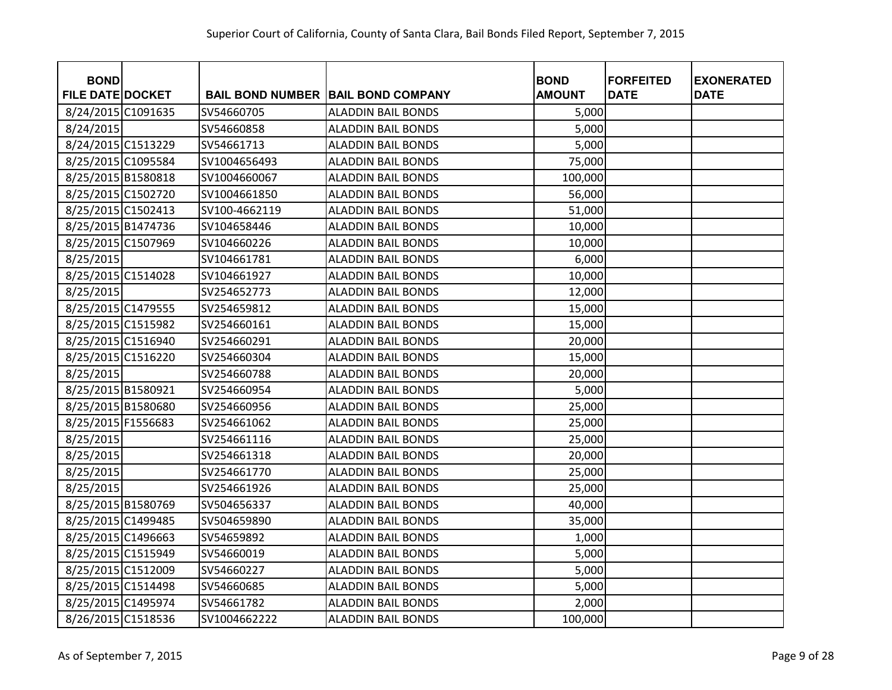| BOND FILE DATE | DOCKET | BAIL BOND NUMBER | BAIL BOND COMPANY | BOND AMOUNT | FORFEITED DATE | EXONERATED DATE |
|---|---|---|---|---|---|---|
| 8/24/2015 | C1091635 | SV54660705 | ALADDIN BAIL BONDS | 5,000 | | |
| 8/24/2015 | | SV54660858 | ALADDIN BAIL BONDS | 5,000 | | |
| 8/24/2015 | C1513229 | SV54661713 | ALADDIN BAIL BONDS | 5,000 | | |
| 8/25/2015 | C1095584 | SV1004656493 | ALADDIN BAIL BONDS | 75,000 | | |
| 8/25/2015 | B1580818 | SV1004660067 | ALADDIN BAIL BONDS | 100,000 | | |
| 8/25/2015 | C1502720 | SV1004661850 | ALADDIN BAIL BONDS | 56,000 | | |
| 8/25/2015 | C1502413 | SV100-4662119 | ALADDIN BAIL BONDS | 51,000 | | |
| 8/25/2015 | B1474736 | SV104658446 | ALADDIN BAIL BONDS | 10,000 | | |
| 8/25/2015 | C1507969 | SV104660226 | ALADDIN BAIL BONDS | 10,000 | | |
| 8/25/2015 | | SV104661781 | ALADDIN BAIL BONDS | 6,000 | | |
| 8/25/2015 | C1514028 | SV104661927 | ALADDIN BAIL BONDS | 10,000 | | |
| 8/25/2015 | | SV254652773 | ALADDIN BAIL BONDS | 12,000 | | |
| 8/25/2015 | C1479555 | SV254659812 | ALADDIN BAIL BONDS | 15,000 | | |
| 8/25/2015 | C1515982 | SV254660161 | ALADDIN BAIL BONDS | 15,000 | | |
| 8/25/2015 | C1516940 | SV254660291 | ALADDIN BAIL BONDS | 20,000 | | |
| 8/25/2015 | C1516220 | SV254660304 | ALADDIN BAIL BONDS | 15,000 | | |
| 8/25/2015 | | SV254660788 | ALADDIN BAIL BONDS | 20,000 | | |
| 8/25/2015 | B1580921 | SV254660954 | ALADDIN BAIL BONDS | 5,000 | | |
| 8/25/2015 | B1580680 | SV254660956 | ALADDIN BAIL BONDS | 25,000 | | |
| 8/25/2015 | F1556683 | SV254661062 | ALADDIN BAIL BONDS | 25,000 | | |
| 8/25/2015 | | SV254661116 | ALADDIN BAIL BONDS | 25,000 | | |
| 8/25/2015 | | SV254661318 | ALADDIN BAIL BONDS | 20,000 | | |
| 8/25/2015 | | SV254661770 | ALADDIN BAIL BONDS | 25,000 | | |
| 8/25/2015 | | SV254661926 | ALADDIN BAIL BONDS | 25,000 | | |
| 8/25/2015 | B1580769 | SV504656337 | ALADDIN BAIL BONDS | 40,000 | | |
| 8/25/2015 | C1499485 | SV504659890 | ALADDIN BAIL BONDS | 35,000 | | |
| 8/25/2015 | C1496663 | SV54659892 | ALADDIN BAIL BONDS | 1,000 | | |
| 8/25/2015 | C1515949 | SV54660019 | ALADDIN BAIL BONDS | 5,000 | | |
| 8/25/2015 | C1512009 | SV54660227 | ALADDIN BAIL BONDS | 5,000 | | |
| 8/25/2015 | C1514498 | SV54660685 | ALADDIN BAIL BONDS | 5,000 | | |
| 8/25/2015 | C1495974 | SV54661782 | ALADDIN BAIL BONDS | 2,000 | | |
| 8/26/2015 | C1518536 | SV1004662222 | ALADDIN BAIL BONDS | 100,000 | | |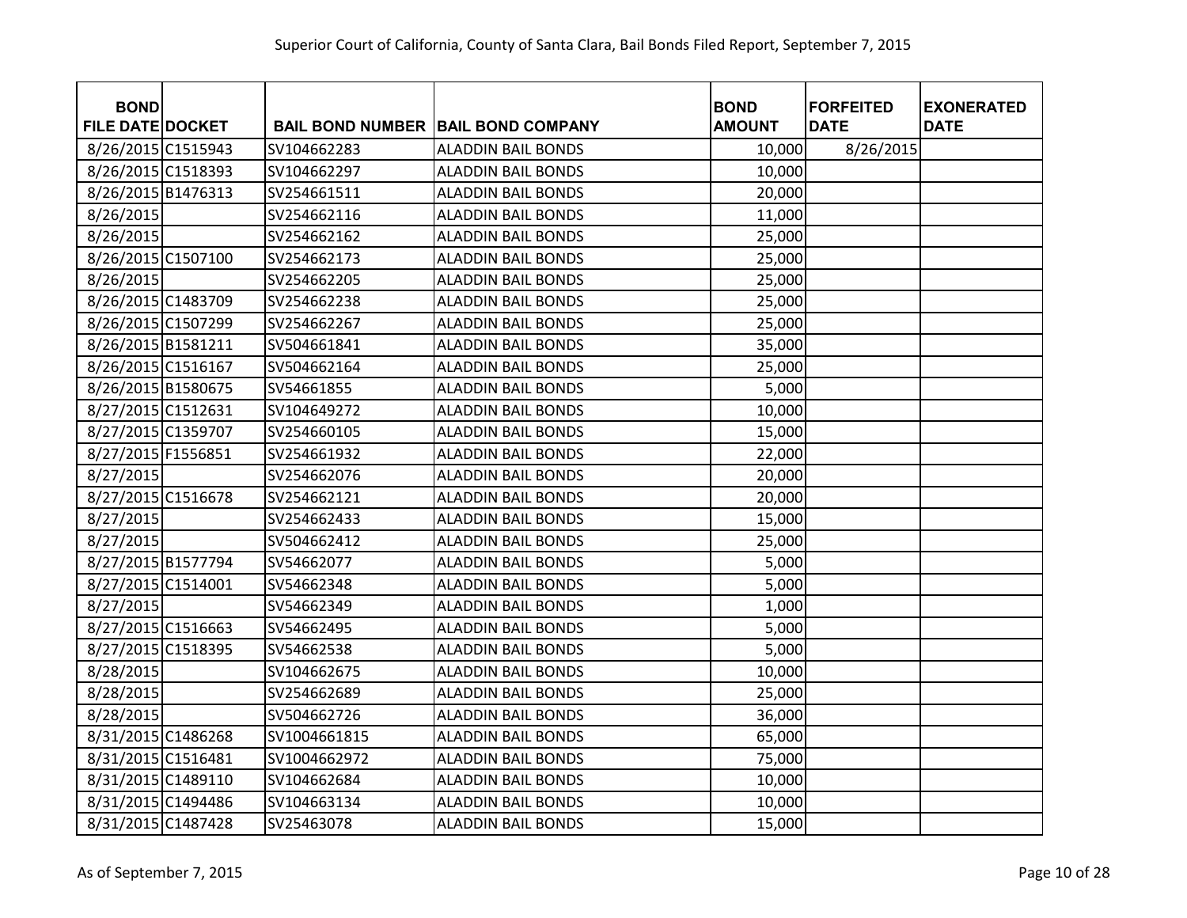| BOND FILE DATE | DOCKET | BAIL BOND NUMBER | BAIL BOND COMPANY | BOND AMOUNT | FORFEITED DATE | EXONERATED DATE |
|---|---|---|---|---|---|---|
| 8/26/2015 | C1515943 | SV104662283 | ALADDIN BAIL BONDS | 10,000 | 8/26/2015 | |
| 8/26/2015 | C1518393 | SV104662297 | ALADDIN BAIL BONDS | 10,000 | | |
| 8/26/2015 | B1476313 | SV254661511 | ALADDIN BAIL BONDS | 20,000 | | |
| 8/26/2015 | | SV254662116 | ALADDIN BAIL BONDS | 11,000 | | |
| 8/26/2015 | | SV254662162 | ALADDIN BAIL BONDS | 25,000 | | |
| 8/26/2015 | C1507100 | SV254662173 | ALADDIN BAIL BONDS | 25,000 | | |
| 8/26/2015 | | SV254662205 | ALADDIN BAIL BONDS | 25,000 | | |
| 8/26/2015 | C1483709 | SV254662238 | ALADDIN BAIL BONDS | 25,000 | | |
| 8/26/2015 | C1507299 | SV254662267 | ALADDIN BAIL BONDS | 25,000 | | |
| 8/26/2015 | B1581211 | SV504661841 | ALADDIN BAIL BONDS | 35,000 | | |
| 8/26/2015 | C1516167 | SV504662164 | ALADDIN BAIL BONDS | 25,000 | | |
| 8/26/2015 | B1580675 | SV54661855 | ALADDIN BAIL BONDS | 5,000 | | |
| 8/27/2015 | C1512631 | SV104649272 | ALADDIN BAIL BONDS | 10,000 | | |
| 8/27/2015 | C1359707 | SV254660105 | ALADDIN BAIL BONDS | 15,000 | | |
| 8/27/2015 | F1556851 | SV254661932 | ALADDIN BAIL BONDS | 22,000 | | |
| 8/27/2015 | | SV254662076 | ALADDIN BAIL BONDS | 20,000 | | |
| 8/27/2015 | C1516678 | SV254662121 | ALADDIN BAIL BONDS | 20,000 | | |
| 8/27/2015 | | SV254662433 | ALADDIN BAIL BONDS | 15,000 | | |
| 8/27/2015 | | SV504662412 | ALADDIN BAIL BONDS | 25,000 | | |
| 8/27/2015 | B1577794 | SV54662077 | ALADDIN BAIL BONDS | 5,000 | | |
| 8/27/2015 | C1514001 | SV54662348 | ALADDIN BAIL BONDS | 5,000 | | |
| 8/27/2015 | | SV54662349 | ALADDIN BAIL BONDS | 1,000 | | |
| 8/27/2015 | C1516663 | SV54662495 | ALADDIN BAIL BONDS | 5,000 | | |
| 8/27/2015 | C1518395 | SV54662538 | ALADDIN BAIL BONDS | 5,000 | | |
| 8/28/2015 | | SV104662675 | ALADDIN BAIL BONDS | 10,000 | | |
| 8/28/2015 | | SV254662689 | ALADDIN BAIL BONDS | 25,000 | | |
| 8/28/2015 | | SV504662726 | ALADDIN BAIL BONDS | 36,000 | | |
| 8/31/2015 | C1486268 | SV1004661815 | ALADDIN BAIL BONDS | 65,000 | | |
| 8/31/2015 | C1516481 | SV1004662972 | ALADDIN BAIL BONDS | 75,000 | | |
| 8/31/2015 | C1489110 | SV104662684 | ALADDIN BAIL BONDS | 10,000 | | |
| 8/31/2015 | C1494486 | SV104663134 | ALADDIN BAIL BONDS | 10,000 | | |
| 8/31/2015 | C1487428 | SV25463078 | ALADDIN BAIL BONDS | 15,000 | | |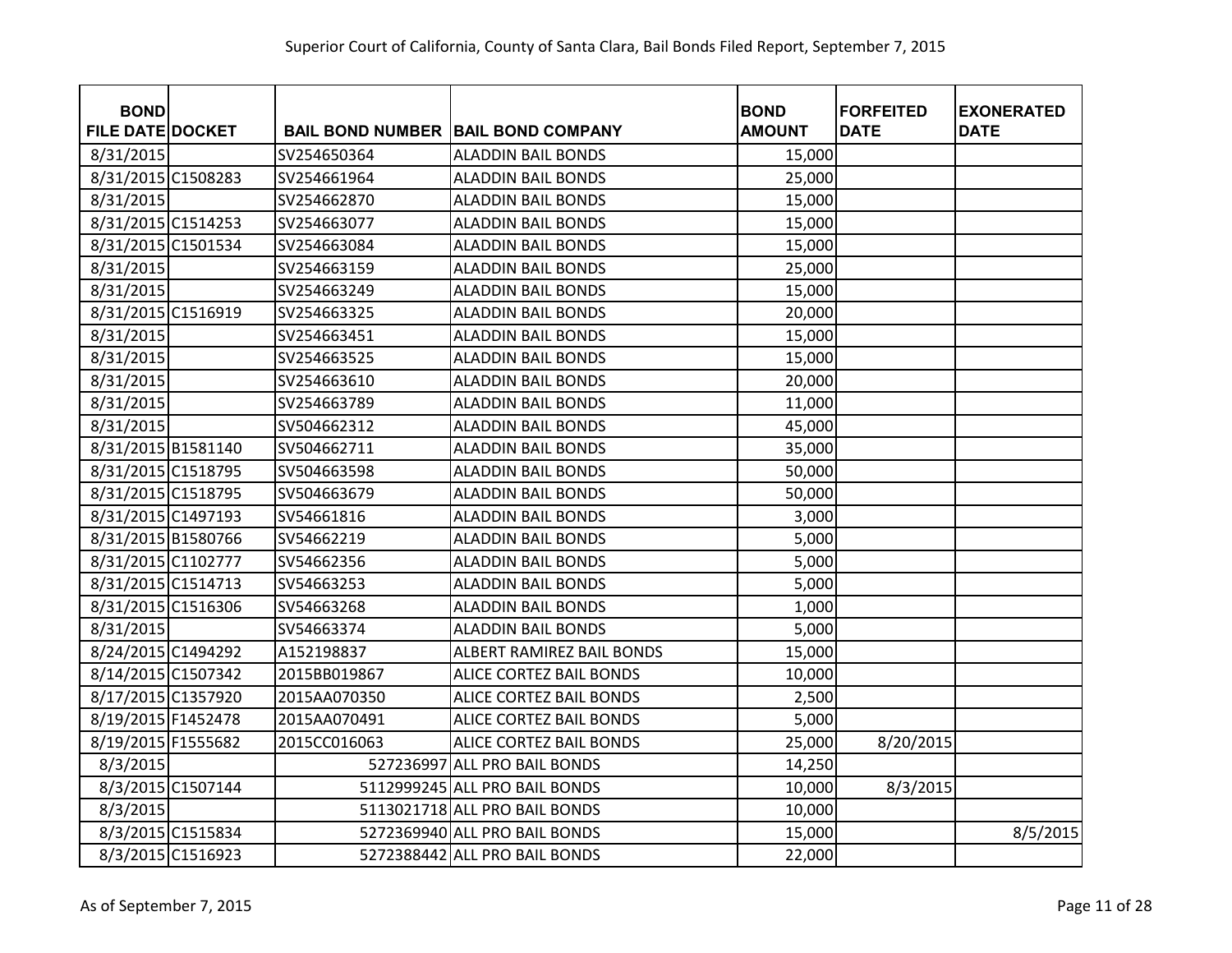| BOND FILE DATE | DOCKET | BAIL BOND NUMBER | BAIL BOND COMPANY | BOND AMOUNT | FORFEITED DATE | EXONERATED DATE |
|---|---|---|---|---|---|---|
| 8/31/2015 | | SV254650364 | ALADDIN BAIL BONDS | 15,000 | | |
| 8/31/2015 | C1508283 | SV254661964 | ALADDIN BAIL BONDS | 25,000 | | |
| 8/31/2015 | | SV254662870 | ALADDIN BAIL BONDS | 15,000 | | |
| 8/31/2015 | C1514253 | SV254663077 | ALADDIN BAIL BONDS | 15,000 | | |
| 8/31/2015 | C1501534 | SV254663084 | ALADDIN BAIL BONDS | 15,000 | | |
| 8/31/2015 | | SV254663159 | ALADDIN BAIL BONDS | 25,000 | | |
| 8/31/2015 | | SV254663249 | ALADDIN BAIL BONDS | 15,000 | | |
| 8/31/2015 | C1516919 | SV254663325 | ALADDIN BAIL BONDS | 20,000 | | |
| 8/31/2015 | | SV254663451 | ALADDIN BAIL BONDS | 15,000 | | |
| 8/31/2015 | | SV254663525 | ALADDIN BAIL BONDS | 15,000 | | |
| 8/31/2015 | | SV254663610 | ALADDIN BAIL BONDS | 20,000 | | |
| 8/31/2015 | | SV254663789 | ALADDIN BAIL BONDS | 11,000 | | |
| 8/31/2015 | | SV504662312 | ALADDIN BAIL BONDS | 45,000 | | |
| 8/31/2015 | B1581140 | SV504662711 | ALADDIN BAIL BONDS | 35,000 | | |
| 8/31/2015 | C1518795 | SV504663598 | ALADDIN BAIL BONDS | 50,000 | | |
| 8/31/2015 | C1518795 | SV504663679 | ALADDIN BAIL BONDS | 50,000 | | |
| 8/31/2015 | C1497193 | SV54661816 | ALADDIN BAIL BONDS | 3,000 | | |
| 8/31/2015 | B1580766 | SV54662219 | ALADDIN BAIL BONDS | 5,000 | | |
| 8/31/2015 | C1102777 | SV54662356 | ALADDIN BAIL BONDS | 5,000 | | |
| 8/31/2015 | C1514713 | SV54663253 | ALADDIN BAIL BONDS | 5,000 | | |
| 8/31/2015 | C1516306 | SV54663268 | ALADDIN BAIL BONDS | 1,000 | | |
| 8/31/2015 | | SV54663374 | ALADDIN BAIL BONDS | 5,000 | | |
| 8/24/2015 | C1494292 | A152198837 | ALBERT RAMIREZ BAIL BONDS | 15,000 | | |
| 8/14/2015 | C1507342 | 2015BB019867 | ALICE CORTEZ BAIL BONDS | 10,000 | | |
| 8/17/2015 | C1357920 | 2015AA070350 | ALICE CORTEZ BAIL BONDS | 2,500 | | |
| 8/19/2015 | F1452478 | 2015AA070491 | ALICE CORTEZ BAIL BONDS | 5,000 | | |
| 8/19/2015 | F1555682 | 2015CC016063 | ALICE CORTEZ BAIL BONDS | 25,000 | 8/20/2015 | |
| 8/3/2015 | | 527236997 | ALL PRO BAIL BONDS | 14,250 | | |
| 8/3/2015 | C1507144 | 5112999245 | ALL PRO BAIL BONDS | 10,000 | 8/3/2015 | |
| 8/3/2015 | | 5113021718 | ALL PRO BAIL BONDS | 10,000 | | |
| 8/3/2015 | C1515834 | 5272369940 | ALL PRO BAIL BONDS | 15,000 | | 8/5/2015 |
| 8/3/2015 | C1516923 | 5272388442 | ALL PRO BAIL BONDS | 22,000 | | |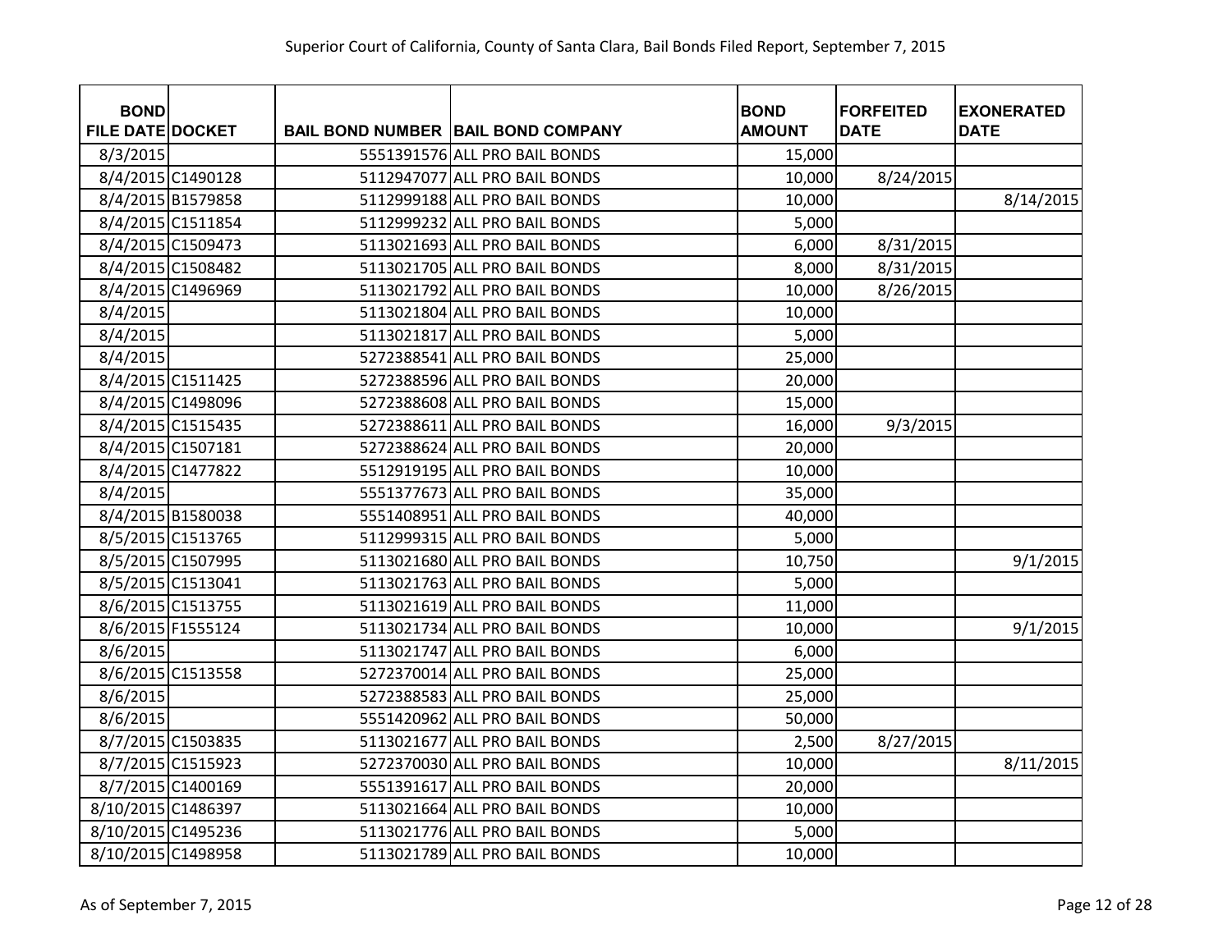Superior Court of California, County of Santa Clara, Bail Bonds Filed Report, September 7, 2015

| BOND FILE DATE | DOCKET | BAIL BOND NUMBER | BAIL BOND COMPANY | BOND AMOUNT | FORFEITED DATE | EXONERATED DATE |
|---|---|---|---|---|---|---|
| 8/3/2015 | | 5551391576 | ALL PRO BAIL BONDS | 15,000 | | |
| 8/4/2015 | C1490128 | 5112947077 | ALL PRO BAIL BONDS | 10,000 | 8/24/2015 | |
| 8/4/2015 | B1579858 | 5112999188 | ALL PRO BAIL BONDS | 10,000 | | 8/14/2015 |
| 8/4/2015 | C1511854 | 5112999232 | ALL PRO BAIL BONDS | 5,000 | | |
| 8/4/2015 | C1509473 | 5113021693 | ALL PRO BAIL BONDS | 6,000 | 8/31/2015 | |
| 8/4/2015 | C1508482 | 5113021705 | ALL PRO BAIL BONDS | 8,000 | 8/31/2015 | |
| 8/4/2015 | C1496969 | 5113021792 | ALL PRO BAIL BONDS | 10,000 | 8/26/2015 | |
| 8/4/2015 | | 5113021804 | ALL PRO BAIL BONDS | 10,000 | | |
| 8/4/2015 | | 5113021817 | ALL PRO BAIL BONDS | 5,000 | | |
| 8/4/2015 | | 5272388541 | ALL PRO BAIL BONDS | 25,000 | | |
| 8/4/2015 | C1511425 | 5272388596 | ALL PRO BAIL BONDS | 20,000 | | |
| 8/4/2015 | C1498096 | 5272388608 | ALL PRO BAIL BONDS | 15,000 | | |
| 8/4/2015 | C1515435 | 5272388611 | ALL PRO BAIL BONDS | 16,000 | 9/3/2015 | |
| 8/4/2015 | C1507181 | 5272388624 | ALL PRO BAIL BONDS | 20,000 | | |
| 8/4/2015 | C1477822 | 5512919195 | ALL PRO BAIL BONDS | 10,000 | | |
| 8/4/2015 | | 5551377673 | ALL PRO BAIL BONDS | 35,000 | | |
| 8/4/2015 | B1580038 | 5551408951 | ALL PRO BAIL BONDS | 40,000 | | |
| 8/5/2015 | C1513765 | 5112999315 | ALL PRO BAIL BONDS | 5,000 | | |
| 8/5/2015 | C1507995 | 5113021680 | ALL PRO BAIL BONDS | 10,750 | | 9/1/2015 |
| 8/5/2015 | C1513041 | 5113021763 | ALL PRO BAIL BONDS | 5,000 | | |
| 8/6/2015 | C1513755 | 5113021619 | ALL PRO BAIL BONDS | 11,000 | | |
| 8/6/2015 | F1555124 | 5113021734 | ALL PRO BAIL BONDS | 10,000 | | 9/1/2015 |
| 8/6/2015 | | 5113021747 | ALL PRO BAIL BONDS | 6,000 | | |
| 8/6/2015 | C1513558 | 5272370014 | ALL PRO BAIL BONDS | 25,000 | | |
| 8/6/2015 | | 5272388583 | ALL PRO BAIL BONDS | 25,000 | | |
| 8/6/2015 | | 5551420962 | ALL PRO BAIL BONDS | 50,000 | | |
| 8/7/2015 | C1503835 | 5113021677 | ALL PRO BAIL BONDS | 2,500 | 8/27/2015 | |
| 8/7/2015 | C1515923 | 5272370030 | ALL PRO BAIL BONDS | 10,000 | | 8/11/2015 |
| 8/7/2015 | C1400169 | 5551391617 | ALL PRO BAIL BONDS | 20,000 | | |
| 8/10/2015 | C1486397 | 5113021664 | ALL PRO BAIL BONDS | 10,000 | | |
| 8/10/2015 | C1495236 | 5113021776 | ALL PRO BAIL BONDS | 5,000 | | |
| 8/10/2015 | C1498958 | 5113021789 | ALL PRO BAIL BONDS | 10,000 | | |

As of September 7, 2015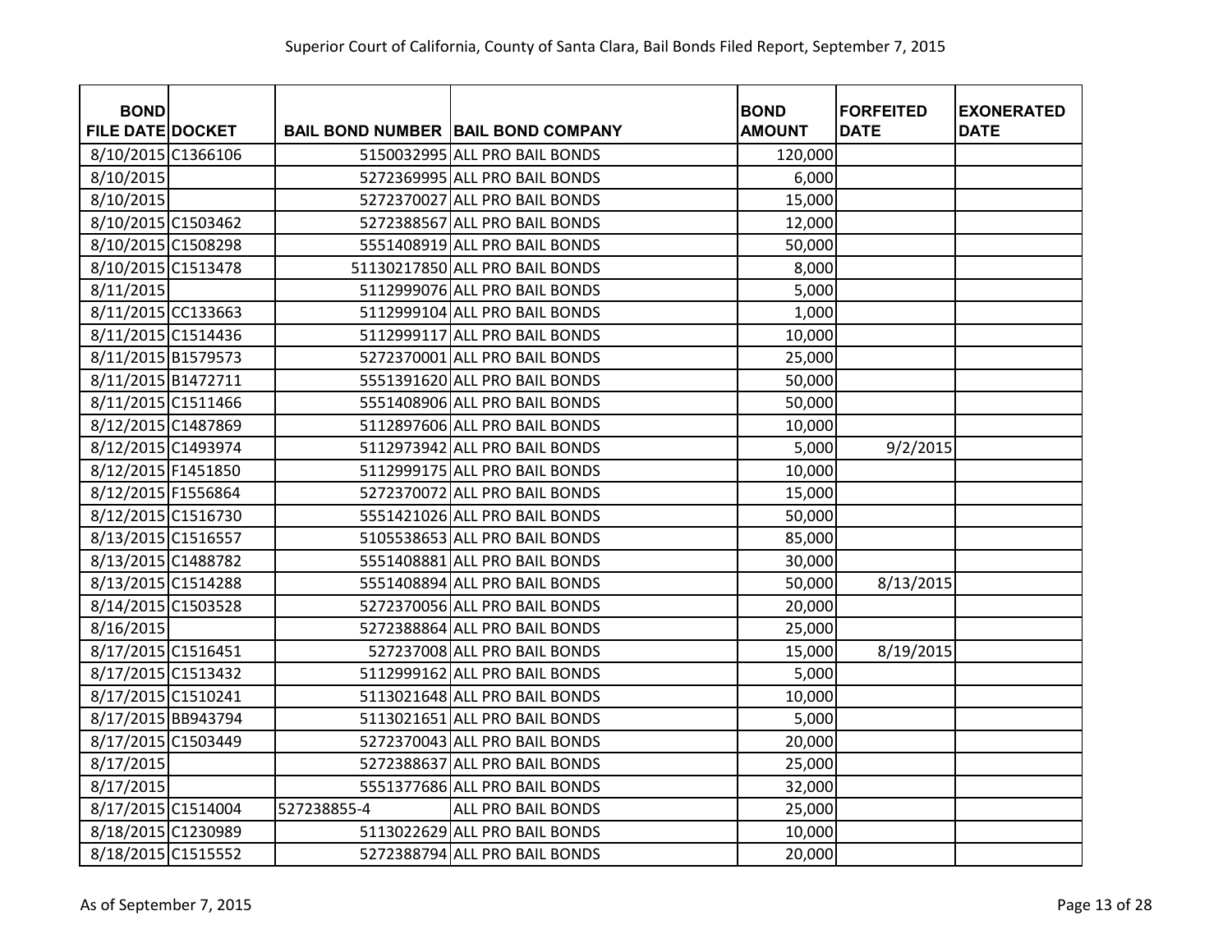| BOND FILE DATE | DOCKET | BAIL BOND NUMBER | BAIL BOND COMPANY | BOND AMOUNT | FORFEITED DATE | EXONERATED DATE |
|---|---|---|---|---|---|---|
| 8/10/2015 | C1366106 | 5150032995 | ALL PRO BAIL BONDS | 120,000 | | |
| 8/10/2015 | | 5272369995 | ALL PRO BAIL BONDS | 6,000 | | |
| 8/10/2015 | | 5272370027 | ALL PRO BAIL BONDS | 15,000 | | |
| 8/10/2015 | C1503462 | 5272388567 | ALL PRO BAIL BONDS | 12,000 | | |
| 8/10/2015 | C1508298 | 5551408919 | ALL PRO BAIL BONDS | 50,000 | | |
| 8/10/2015 | C1513478 | 51130217850 | ALL PRO BAIL BONDS | 8,000 | | |
| 8/11/2015 | | 5112999076 | ALL PRO BAIL BONDS | 5,000 | | |
| 8/11/2015 | CC133663 | 5112999104 | ALL PRO BAIL BONDS | 1,000 | | |
| 8/11/2015 | C1514436 | 5112999117 | ALL PRO BAIL BONDS | 10,000 | | |
| 8/11/2015 | B1579573 | 5272370001 | ALL PRO BAIL BONDS | 25,000 | | |
| 8/11/2015 | B1472711 | 5551391620 | ALL PRO BAIL BONDS | 50,000 | | |
| 8/11/2015 | C1511466 | 5551408906 | ALL PRO BAIL BONDS | 50,000 | | |
| 8/12/2015 | C1487869 | 5112897606 | ALL PRO BAIL BONDS | 10,000 | | |
| 8/12/2015 | C1493974 | 5112973942 | ALL PRO BAIL BONDS | 5,000 | 9/2/2015 | |
| 8/12/2015 | F1451850 | 5112999175 | ALL PRO BAIL BONDS | 10,000 | | |
| 8/12/2015 | F1556864 | 5272370072 | ALL PRO BAIL BONDS | 15,000 | | |
| 8/12/2015 | C1516730 | 5551421026 | ALL PRO BAIL BONDS | 50,000 | | |
| 8/13/2015 | C1516557 | 5105538653 | ALL PRO BAIL BONDS | 85,000 | | |
| 8/13/2015 | C1488782 | 5551408881 | ALL PRO BAIL BONDS | 30,000 | | |
| 8/13/2015 | C1514288 | 5551408894 | ALL PRO BAIL BONDS | 50,000 | 8/13/2015 | |
| 8/14/2015 | C1503528 | 5272370056 | ALL PRO BAIL BONDS | 20,000 | | |
| 8/16/2015 | | 5272388864 | ALL PRO BAIL BONDS | 25,000 | | |
| 8/17/2015 | C1516451 | 527237008 | ALL PRO BAIL BONDS | 15,000 | 8/19/2015 | |
| 8/17/2015 | C1513432 | 5112999162 | ALL PRO BAIL BONDS | 5,000 | | |
| 8/17/2015 | C1510241 | 5113021648 | ALL PRO BAIL BONDS | 10,000 | | |
| 8/17/2015 | BB943794 | 5113021651 | ALL PRO BAIL BONDS | 5,000 | | |
| 8/17/2015 | C1503449 | 5272370043 | ALL PRO BAIL BONDS | 20,000 | | |
| 8/17/2015 | | 5272388637 | ALL PRO BAIL BONDS | 25,000 | | |
| 8/17/2015 | | 5551377686 | ALL PRO BAIL BONDS | 32,000 | | |
| 8/17/2015 | C1514004 | 527238855-4 | ALL PRO BAIL BONDS | 25,000 | | |
| 8/18/2015 | C1230989 | 5113022629 | ALL PRO BAIL BONDS | 10,000 | | |
| 8/18/2015 | C1515552 | 5272388794 | ALL PRO BAIL BONDS | 20,000 | | |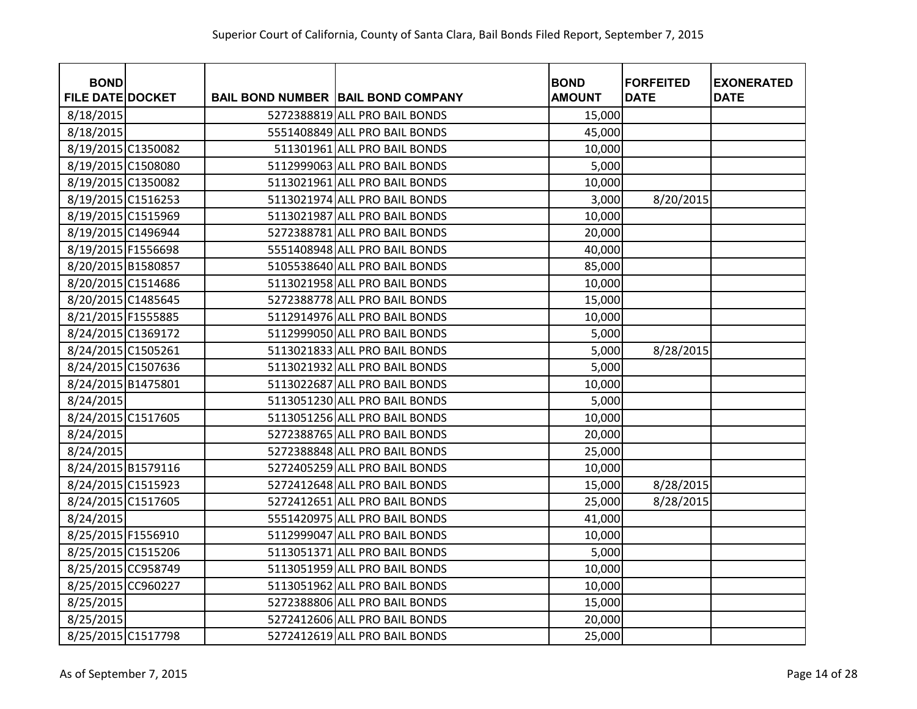| BOND FILE DATE | DOCKET | BAIL BOND NUMBER | BAIL BOND COMPANY | BOND AMOUNT | FORFEITED DATE | EXONERATED DATE |
|---|---|---|---|---|---|---|
| 8/18/2015 | | 5272388819 | ALL PRO BAIL BONDS | 15,000 | | |
| 8/18/2015 | | 5551408849 | ALL PRO BAIL BONDS | 45,000 | | |
| 8/19/2015 | C1350082 | 511301961 | ALL PRO BAIL BONDS | 10,000 | | |
| 8/19/2015 | C1508080 | 5112999063 | ALL PRO BAIL BONDS | 5,000 | | |
| 8/19/2015 | C1350082 | 5113021961 | ALL PRO BAIL BONDS | 10,000 | | |
| 8/19/2015 | C1516253 | 5113021974 | ALL PRO BAIL BONDS | 3,000 | 8/20/2015 | |
| 8/19/2015 | C1515969 | 5113021987 | ALL PRO BAIL BONDS | 10,000 | | |
| 8/19/2015 | C1496944 | 5272388781 | ALL PRO BAIL BONDS | 20,000 | | |
| 8/19/2015 | F1556698 | 5551408948 | ALL PRO BAIL BONDS | 40,000 | | |
| 8/20/2015 | B1580857 | 5105538640 | ALL PRO BAIL BONDS | 85,000 | | |
| 8/20/2015 | C1514686 | 5113021958 | ALL PRO BAIL BONDS | 10,000 | | |
| 8/20/2015 | C1485645 | 5272388778 | ALL PRO BAIL BONDS | 15,000 | | |
| 8/21/2015 | F1555885 | 5112914976 | ALL PRO BAIL BONDS | 10,000 | | |
| 8/24/2015 | C1369172 | 5112999050 | ALL PRO BAIL BONDS | 5,000 | | |
| 8/24/2015 | C1505261 | 5113021833 | ALL PRO BAIL BONDS | 5,000 | 8/28/2015 | |
| 8/24/2015 | C1507636 | 5113021932 | ALL PRO BAIL BONDS | 5,000 | | |
| 8/24/2015 | B1475801 | 5113022687 | ALL PRO BAIL BONDS | 10,000 | | |
| 8/24/2015 | | 5113051230 | ALL PRO BAIL BONDS | 5,000 | | |
| 8/24/2015 | C1517605 | 5113051256 | ALL PRO BAIL BONDS | 10,000 | | |
| 8/24/2015 | | 5272388765 | ALL PRO BAIL BONDS | 20,000 | | |
| 8/24/2015 | | 5272388848 | ALL PRO BAIL BONDS | 25,000 | | |
| 8/24/2015 | B1579116 | 5272405259 | ALL PRO BAIL BONDS | 10,000 | | |
| 8/24/2015 | C1515923 | 5272412648 | ALL PRO BAIL BONDS | 15,000 | 8/28/2015 | |
| 8/24/2015 | C1517605 | 5272412651 | ALL PRO BAIL BONDS | 25,000 | 8/28/2015 | |
| 8/24/2015 | | 5551420975 | ALL PRO BAIL BONDS | 41,000 | | |
| 8/25/2015 | F1556910 | 5112999047 | ALL PRO BAIL BONDS | 10,000 | | |
| 8/25/2015 | C1515206 | 5113051371 | ALL PRO BAIL BONDS | 5,000 | | |
| 8/25/2015 | CC958749 | 5113051959 | ALL PRO BAIL BONDS | 10,000 | | |
| 8/25/2015 | CC960227 | 5113051962 | ALL PRO BAIL BONDS | 10,000 | | |
| 8/25/2015 | | 5272388806 | ALL PRO BAIL BONDS | 15,000 | | |
| 8/25/2015 | | 5272412606 | ALL PRO BAIL BONDS | 20,000 | | |
| 8/25/2015 | C1517798 | 5272412619 | ALL PRO BAIL BONDS | 25,000 | | |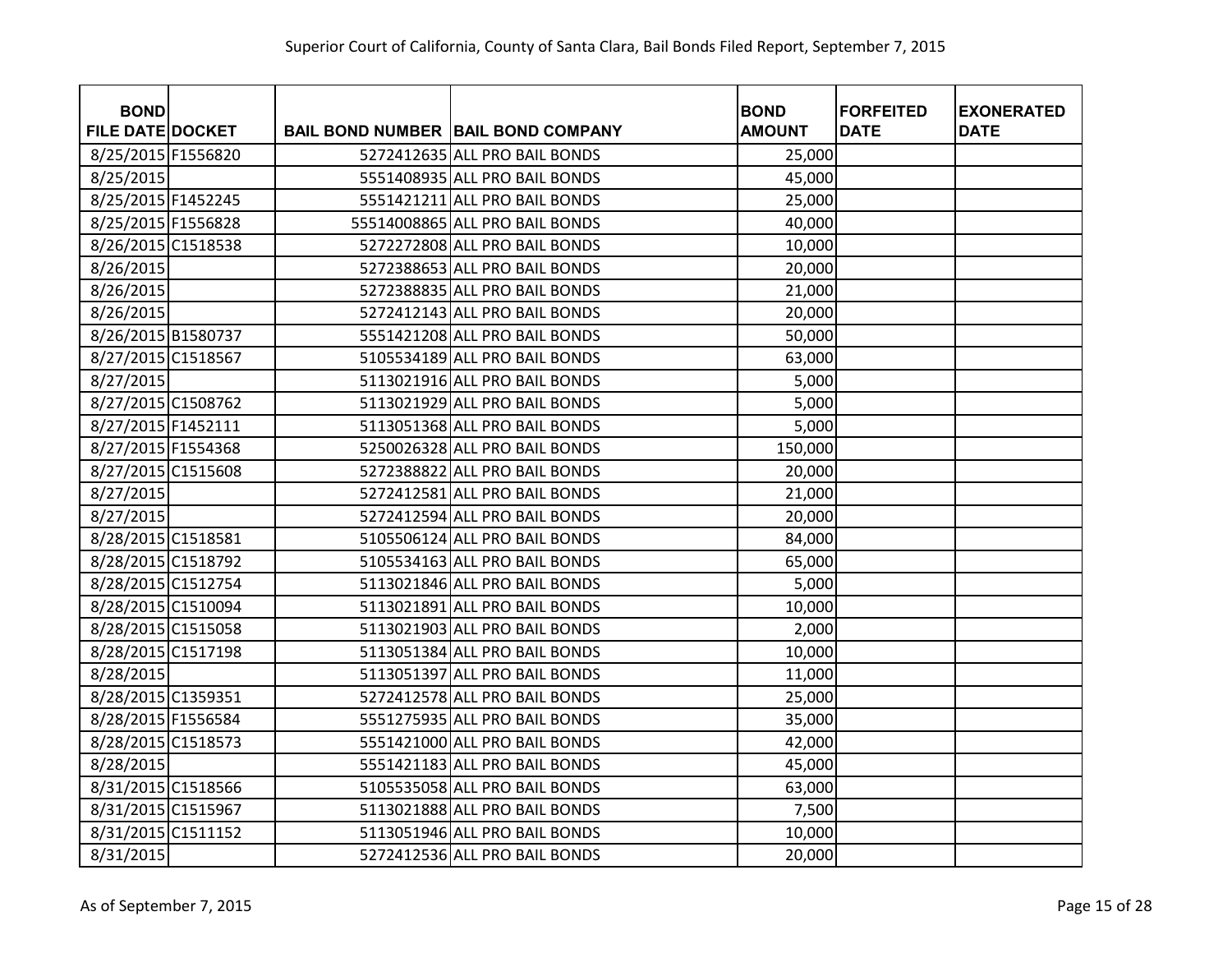Superior Court of California, County of Santa Clara, Bail Bonds Filed Report, September 7, 2015

| BOND FILE DATE | DOCKET | BAIL BOND NUMBER | BAIL BOND COMPANY | BOND AMOUNT | FORFEITED DATE | EXONERATED DATE |
|---|---|---|---|---|---|---|
| 8/25/2015 | F1556820 | 5272412635 | ALL PRO BAIL BONDS | 25,000 | | |
| 8/25/2015 | | 5551408935 | ALL PRO BAIL BONDS | 45,000 | | |
| 8/25/2015 | F1452245 | 5551421211 | ALL PRO BAIL BONDS | 25,000 | | |
| 8/25/2015 | F1556828 | 55514008865 | ALL PRO BAIL BONDS | 40,000 | | |
| 8/26/2015 | C1518538 | 5272272808 | ALL PRO BAIL BONDS | 10,000 | | |
| 8/26/2015 | | 5272388653 | ALL PRO BAIL BONDS | 20,000 | | |
| 8/26/2015 | | 5272388835 | ALL PRO BAIL BONDS | 21,000 | | |
| 8/26/2015 | | 5272412143 | ALL PRO BAIL BONDS | 20,000 | | |
| 8/26/2015 | B1580737 | 5551421208 | ALL PRO BAIL BONDS | 50,000 | | |
| 8/27/2015 | C1518567 | 5105534189 | ALL PRO BAIL BONDS | 63,000 | | |
| 8/27/2015 | | 5113021916 | ALL PRO BAIL BONDS | 5,000 | | |
| 8/27/2015 | C1508762 | 5113021929 | ALL PRO BAIL BONDS | 5,000 | | |
| 8/27/2015 | F1452111 | 5113051368 | ALL PRO BAIL BONDS | 5,000 | | |
| 8/27/2015 | F1554368 | 5250026328 | ALL PRO BAIL BONDS | 150,000 | | |
| 8/27/2015 | C1515608 | 5272388822 | ALL PRO BAIL BONDS | 20,000 | | |
| 8/27/2015 | | 5272412581 | ALL PRO BAIL BONDS | 21,000 | | |
| 8/27/2015 | | 5272412594 | ALL PRO BAIL BONDS | 20,000 | | |
| 8/28/2015 | C1518581 | 5105506124 | ALL PRO BAIL BONDS | 84,000 | | |
| 8/28/2015 | C1518792 | 5105534163 | ALL PRO BAIL BONDS | 65,000 | | |
| 8/28/2015 | C1512754 | 5113021846 | ALL PRO BAIL BONDS | 5,000 | | |
| 8/28/2015 | C1510094 | 5113021891 | ALL PRO BAIL BONDS | 10,000 | | |
| 8/28/2015 | C1515058 | 5113021903 | ALL PRO BAIL BONDS | 2,000 | | |
| 8/28/2015 | C1517198 | 5113051384 | ALL PRO BAIL BONDS | 10,000 | | |
| 8/28/2015 | | 5113051397 | ALL PRO BAIL BONDS | 11,000 | | |
| 8/28/2015 | C1359351 | 5272412578 | ALL PRO BAIL BONDS | 25,000 | | |
| 8/28/2015 | F1556584 | 5551275935 | ALL PRO BAIL BONDS | 35,000 | | |
| 8/28/2015 | C1518573 | 5551421000 | ALL PRO BAIL BONDS | 42,000 | | |
| 8/28/2015 | | 5551421183 | ALL PRO BAIL BONDS | 45,000 | | |
| 8/31/2015 | C1518566 | 5105535058 | ALL PRO BAIL BONDS | 63,000 | | |
| 8/31/2015 | C1515967 | 5113021888 | ALL PRO BAIL BONDS | 7,500 | | |
| 8/31/2015 | C1511152 | 5113051946 | ALL PRO BAIL BONDS | 10,000 | | |
| 8/31/2015 | | 5272412536 | ALL PRO BAIL BONDS | 20,000 | | |

As of September 7, 2015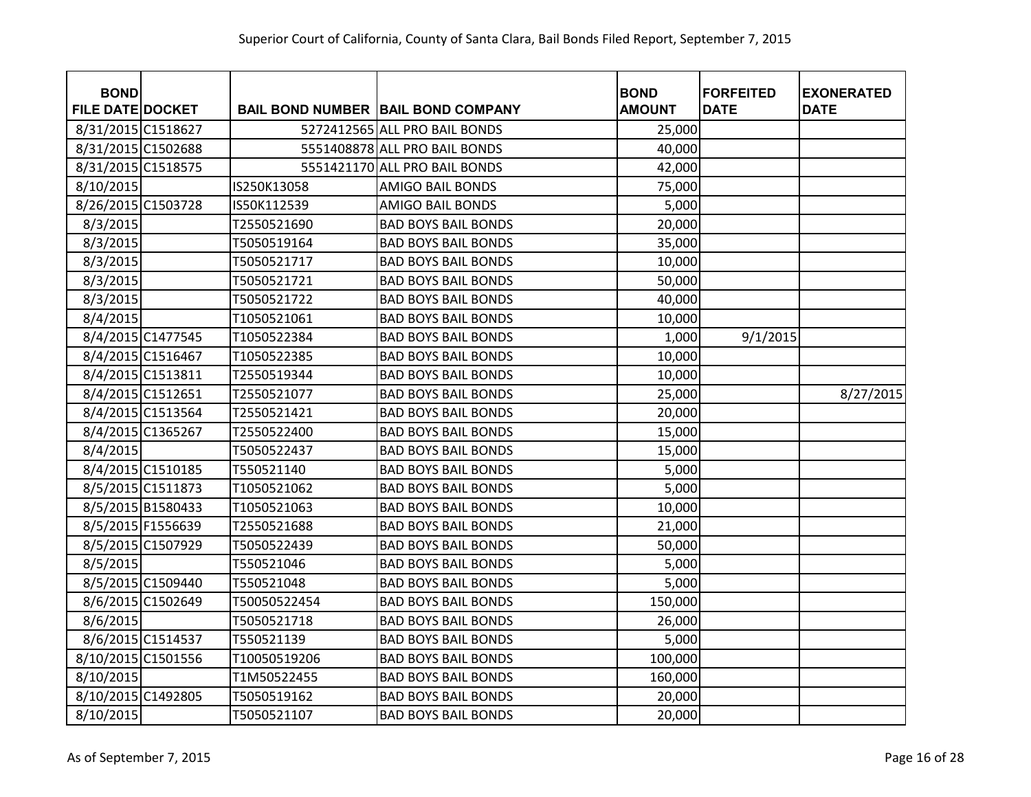Superior Court of California, County of Santa Clara, Bail Bonds Filed Report, September 7, 2015

| BOND FILE DATE | DOCKET | BAIL BOND NUMBER | BAIL BOND COMPANY | BOND AMOUNT | FORFEITED DATE | EXONERATED DATE |
|---|---|---|---|---|---|---|
| 8/31/2015 | C1518627 | 5272412565 | ALL PRO BAIL BONDS | 25,000 | | |
| 8/31/2015 | C1502688 | 5551408878 | ALL PRO BAIL BONDS | 40,000 | | |
| 8/31/2015 | C1518575 | 5551421170 | ALL PRO BAIL BONDS | 42,000 | | |
| 8/10/2015 | | IS250K13058 | AMIGO BAIL BONDS | 75,000 | | |
| 8/26/2015 | C1503728 | IS50K112539 | AMIGO BAIL BONDS | 5,000 | | |
| 8/3/2015 | | T2550521690 | BAD BOYS BAIL BONDS | 20,000 | | |
| 8/3/2015 | | T5050519164 | BAD BOYS BAIL BONDS | 35,000 | | |
| 8/3/2015 | | T5050521717 | BAD BOYS BAIL BONDS | 10,000 | | |
| 8/3/2015 | | T5050521721 | BAD BOYS BAIL BONDS | 50,000 | | |
| 8/3/2015 | | T5050521722 | BAD BOYS BAIL BONDS | 40,000 | | |
| 8/4/2015 | | T1050521061 | BAD BOYS BAIL BONDS | 10,000 | | |
| 8/4/2015 | C1477545 | T1050522384 | BAD BOYS BAIL BONDS | 1,000 | 9/1/2015 | |
| 8/4/2015 | C1516467 | T1050522385 | BAD BOYS BAIL BONDS | 10,000 | | |
| 8/4/2015 | C1513811 | T2550519344 | BAD BOYS BAIL BONDS | 10,000 | | |
| 8/4/2015 | C1512651 | T2550521077 | BAD BOYS BAIL BONDS | 25,000 | | 8/27/2015 |
| 8/4/2015 | C1513564 | T2550521421 | BAD BOYS BAIL BONDS | 20,000 | | |
| 8/4/2015 | C1365267 | T2550522400 | BAD BOYS BAIL BONDS | 15,000 | | |
| 8/4/2015 | | T5050522437 | BAD BOYS BAIL BONDS | 15,000 | | |
| 8/4/2015 | C1510185 | T550521140 | BAD BOYS BAIL BONDS | 5,000 | | |
| 8/5/2015 | C1511873 | T1050521062 | BAD BOYS BAIL BONDS | 5,000 | | |
| 8/5/2015 | B1580433 | T1050521063 | BAD BOYS BAIL BONDS | 10,000 | | |
| 8/5/2015 | F1556639 | T2550521688 | BAD BOYS BAIL BONDS | 21,000 | | |
| 8/5/2015 | C1507929 | T5050522439 | BAD BOYS BAIL BONDS | 50,000 | | |
| 8/5/2015 | | T550521046 | BAD BOYS BAIL BONDS | 5,000 | | |
| 8/5/2015 | C1509440 | T550521048 | BAD BOYS BAIL BONDS | 5,000 | | |
| 8/6/2015 | C1502649 | T50050522454 | BAD BOYS BAIL BONDS | 150,000 | | |
| 8/6/2015 | | T5050521718 | BAD BOYS BAIL BONDS | 26,000 | | |
| 8/6/2015 | C1514537 | T550521139 | BAD BOYS BAIL BONDS | 5,000 | | |
| 8/10/2015 | C1501556 | T10050519206 | BAD BOYS BAIL BONDS | 100,000 | | |
| 8/10/2015 | | T1M50522455 | BAD BOYS BAIL BONDS | 160,000 | | |
| 8/10/2015 | C1492805 | T5050519162 | BAD BOYS BAIL BONDS | 20,000 | | |
| 8/10/2015 | | T5050521107 | BAD BOYS BAIL BONDS | 20,000 | | |

As of September 7, 2015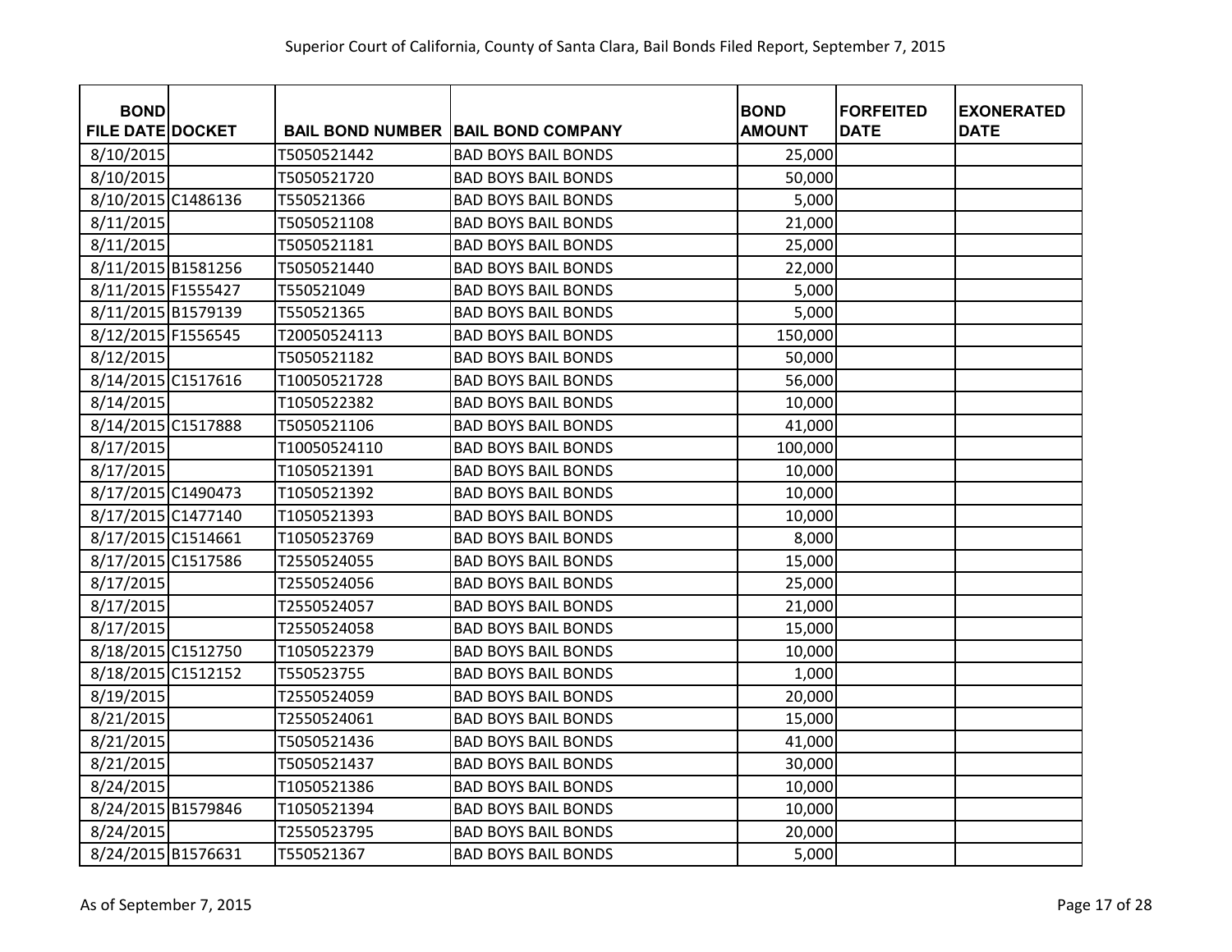| BOND FILE DATE | DOCKET | BAIL BOND NUMBER | BAIL BOND COMPANY | BOND AMOUNT | FORFEITED DATE | EXONERATED DATE |
|---|---|---|---|---|---|---|
| 8/10/2015 | | T5050521442 | BAD BOYS BAIL BONDS | 25,000 | | |
| 8/10/2015 | | T5050521720 | BAD BOYS BAIL BONDS | 50,000 | | |
| 8/10/2015 | C1486136 | T550521366 | BAD BOYS BAIL BONDS | 5,000 | | |
| 8/11/2015 | | T5050521108 | BAD BOYS BAIL BONDS | 21,000 | | |
| 8/11/2015 | | T5050521181 | BAD BOYS BAIL BONDS | 25,000 | | |
| 8/11/2015 | B1581256 | T5050521440 | BAD BOYS BAIL BONDS | 22,000 | | |
| 8/11/2015 | F1555427 | T550521049 | BAD BOYS BAIL BONDS | 5,000 | | |
| 8/11/2015 | B1579139 | T550521365 | BAD BOYS BAIL BONDS | 5,000 | | |
| 8/12/2015 | F1556545 | T20050524113 | BAD BOYS BAIL BONDS | 150,000 | | |
| 8/12/2015 | | T5050521182 | BAD BOYS BAIL BONDS | 50,000 | | |
| 8/14/2015 | C1517616 | T10050521728 | BAD BOYS BAIL BONDS | 56,000 | | |
| 8/14/2015 | | T1050522382 | BAD BOYS BAIL BONDS | 10,000 | | |
| 8/14/2015 | C1517888 | T5050521106 | BAD BOYS BAIL BONDS | 41,000 | | |
| 8/17/2015 | | T10050524110 | BAD BOYS BAIL BONDS | 100,000 | | |
| 8/17/2015 | | T1050521391 | BAD BOYS BAIL BONDS | 10,000 | | |
| 8/17/2015 | C1490473 | T1050521392 | BAD BOYS BAIL BONDS | 10,000 | | |
| 8/17/2015 | C1477140 | T1050521393 | BAD BOYS BAIL BONDS | 10,000 | | |
| 8/17/2015 | C1514661 | T1050523769 | BAD BOYS BAIL BONDS | 8,000 | | |
| 8/17/2015 | C1517586 | T2550524055 | BAD BOYS BAIL BONDS | 15,000 | | |
| 8/17/2015 | | T2550524056 | BAD BOYS BAIL BONDS | 25,000 | | |
| 8/17/2015 | | T2550524057 | BAD BOYS BAIL BONDS | 21,000 | | |
| 8/17/2015 | | T2550524058 | BAD BOYS BAIL BONDS | 15,000 | | |
| 8/18/2015 | C1512750 | T1050522379 | BAD BOYS BAIL BONDS | 10,000 | | |
| 8/18/2015 | C1512152 | T550523755 | BAD BOYS BAIL BONDS | 1,000 | | |
| 8/19/2015 | | T2550524059 | BAD BOYS BAIL BONDS | 20,000 | | |
| 8/21/2015 | | T2550524061 | BAD BOYS BAIL BONDS | 15,000 | | |
| 8/21/2015 | | T5050521436 | BAD BOYS BAIL BONDS | 41,000 | | |
| 8/21/2015 | | T5050521437 | BAD BOYS BAIL BONDS | 30,000 | | |
| 8/24/2015 | | T1050521386 | BAD BOYS BAIL BONDS | 10,000 | | |
| 8/24/2015 | B1579846 | T1050521394 | BAD BOYS BAIL BONDS | 10,000 | | |
| 8/24/2015 | | T2550523795 | BAD BOYS BAIL BONDS | 20,000 | | |
| 8/24/2015 | B1576631 | T550521367 | BAD BOYS BAIL BONDS | 5,000 | | |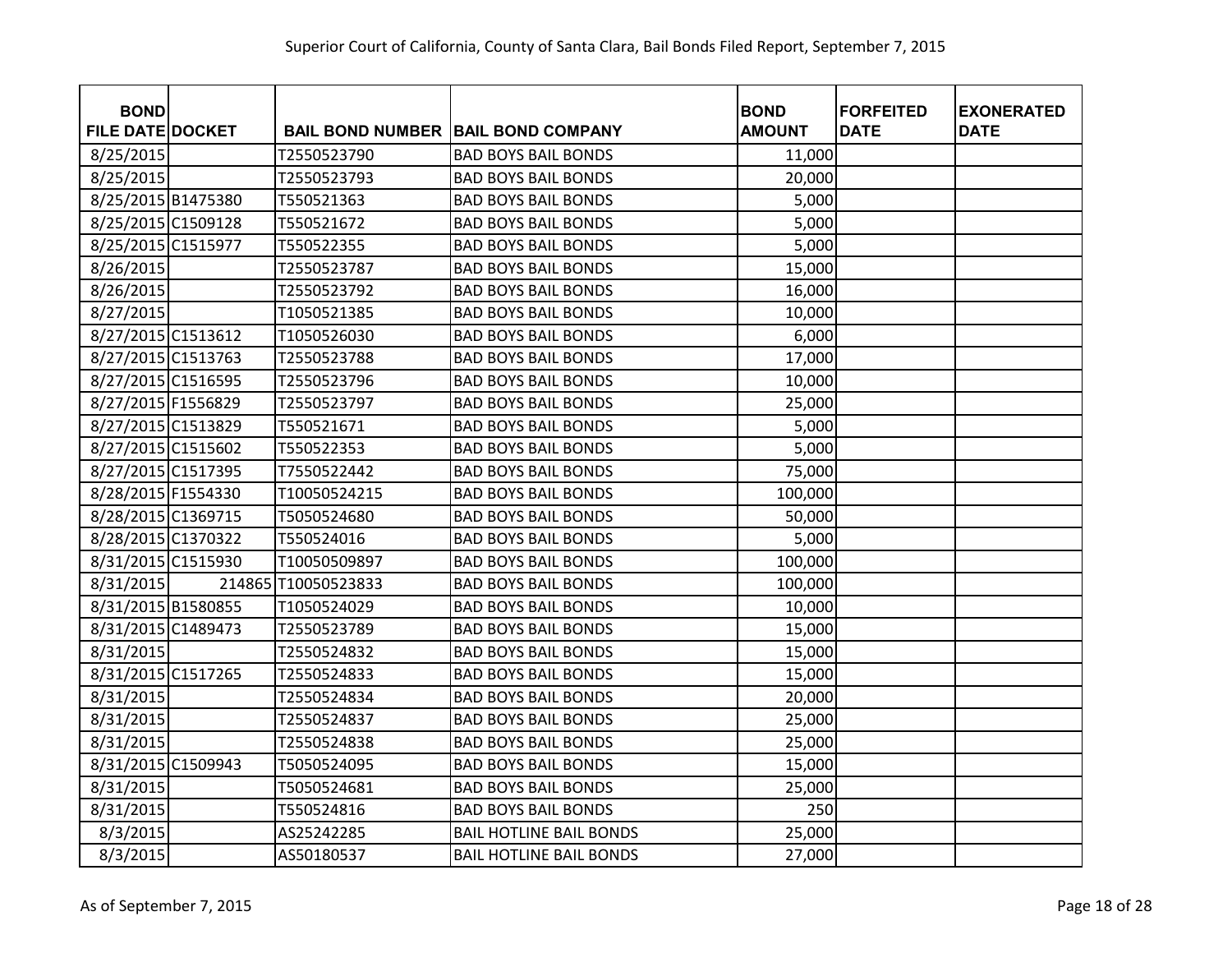| BOND FILE DATE | DOCKET | BAIL BOND NUMBER | BAIL BOND COMPANY | BOND AMOUNT | FORFEITED DATE | EXONERATED DATE |
|---|---|---|---|---|---|---|
| 8/25/2015 | | T2550523790 | BAD BOYS BAIL BONDS | 11,000 | | |
| 8/25/2015 | | T2550523793 | BAD BOYS BAIL BONDS | 20,000 | | |
| 8/25/2015 | B1475380 | T550521363 | BAD BOYS BAIL BONDS | 5,000 | | |
| 8/25/2015 | C1509128 | T550521672 | BAD BOYS BAIL BONDS | 5,000 | | |
| 8/25/2015 | C1515977 | T550522355 | BAD BOYS BAIL BONDS | 5,000 | | |
| 8/26/2015 | | T2550523787 | BAD BOYS BAIL BONDS | 15,000 | | |
| 8/26/2015 | | T2550523792 | BAD BOYS BAIL BONDS | 16,000 | | |
| 8/27/2015 | | T1050521385 | BAD BOYS BAIL BONDS | 10,000 | | |
| 8/27/2015 | C1513612 | T1050526030 | BAD BOYS BAIL BONDS | 6,000 | | |
| 8/27/2015 | C1513763 | T2550523788 | BAD BOYS BAIL BONDS | 17,000 | | |
| 8/27/2015 | C1516595 | T2550523796 | BAD BOYS BAIL BONDS | 10,000 | | |
| 8/27/2015 | F1556829 | T2550523797 | BAD BOYS BAIL BONDS | 25,000 | | |
| 8/27/2015 | C1513829 | T550521671 | BAD BOYS BAIL BONDS | 5,000 | | |
| 8/27/2015 | C1515602 | T550522353 | BAD BOYS BAIL BONDS | 5,000 | | |
| 8/27/2015 | C1517395 | T7550522442 | BAD BOYS BAIL BONDS | 75,000 | | |
| 8/28/2015 | F1554330 | T10050524215 | BAD BOYS BAIL BONDS | 100,000 | | |
| 8/28/2015 | C1369715 | T5050524680 | BAD BOYS BAIL BONDS | 50,000 | | |
| 8/28/2015 | C1370322 | T550524016 | BAD BOYS BAIL BONDS | 5,000 | | |
| 8/31/2015 | C1515930 | T10050509897 | BAD BOYS BAIL BONDS | 100,000 | | |
| 8/31/2015 | 214865 | T10050523833 | BAD BOYS BAIL BONDS | 100,000 | | |
| 8/31/2015 | B1580855 | T1050524029 | BAD BOYS BAIL BONDS | 10,000 | | |
| 8/31/2015 | C1489473 | T2550523789 | BAD BOYS BAIL BONDS | 15,000 | | |
| 8/31/2015 | | T2550524832 | BAD BOYS BAIL BONDS | 15,000 | | |
| 8/31/2015 | C1517265 | T2550524833 | BAD BOYS BAIL BONDS | 15,000 | | |
| 8/31/2015 | | T2550524834 | BAD BOYS BAIL BONDS | 20,000 | | |
| 8/31/2015 | | T2550524837 | BAD BOYS BAIL BONDS | 25,000 | | |
| 8/31/2015 | | T2550524838 | BAD BOYS BAIL BONDS | 25,000 | | |
| 8/31/2015 | C1509943 | T5050524095 | BAD BOYS BAIL BONDS | 15,000 | | |
| 8/31/2015 | | T5050524681 | BAD BOYS BAIL BONDS | 25,000 | | |
| 8/31/2015 | | T550524816 | BAD BOYS BAIL BONDS | 250 | | |
| 8/3/2015 | | AS25242285 | BAIL HOTLINE BAIL BONDS | 25,000 | | |
| 8/3/2015 | | AS50180537 | BAIL HOTLINE BAIL BONDS | 27,000 | | |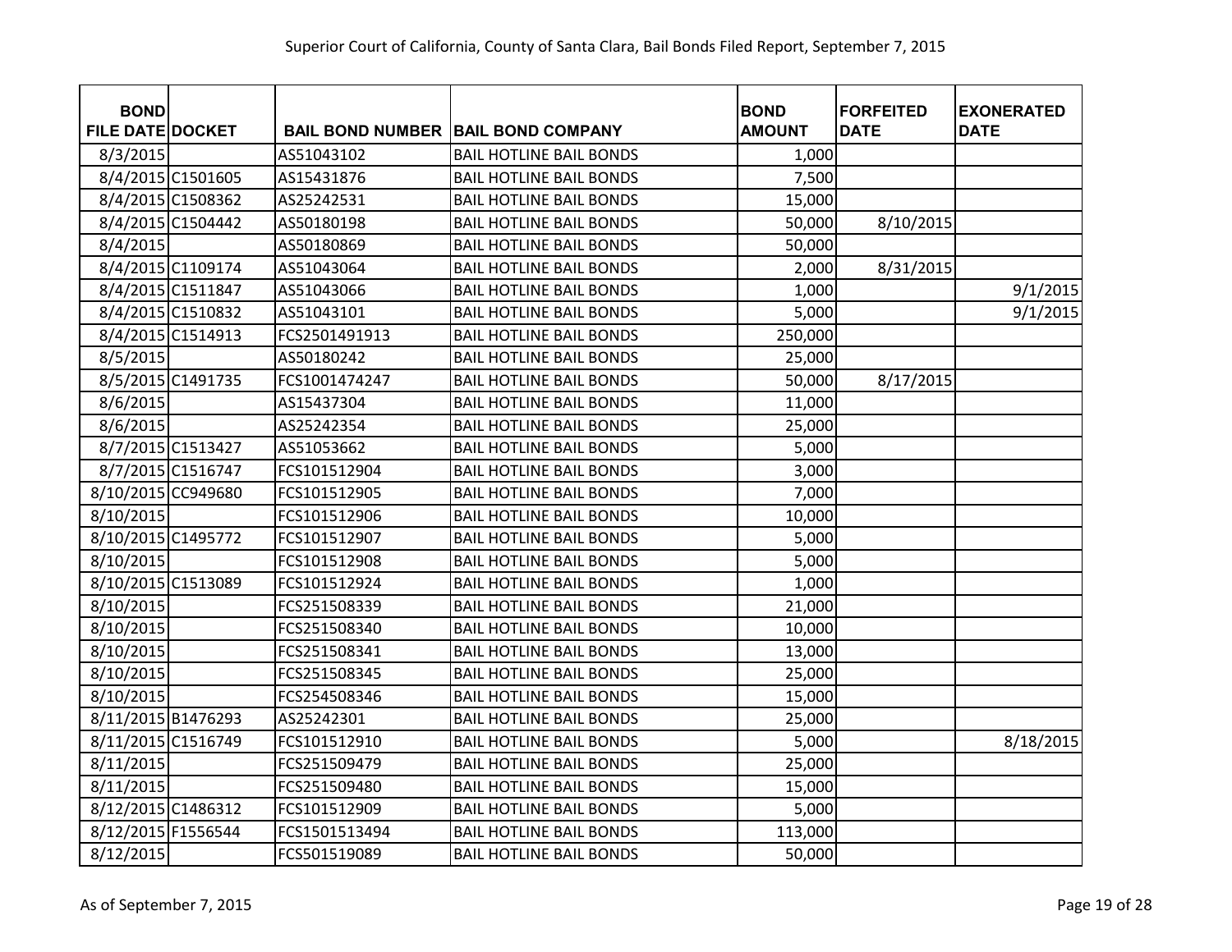| BOND FILE DATE | DOCKET | BAIL BOND NUMBER | BAIL BOND COMPANY | BOND AMOUNT | FORFEITED DATE | EXONERATED DATE |
|---|---|---|---|---|---|---|
| 8/3/2015 | | AS51043102 | BAIL HOTLINE BAIL BONDS | 1,000 | | |
| 8/4/2015 | C1501605 | AS15431876 | BAIL HOTLINE BAIL BONDS | 7,500 | | |
| 8/4/2015 | C1508362 | AS25242531 | BAIL HOTLINE BAIL BONDS | 15,000 | | |
| 8/4/2015 | C1504442 | AS50180198 | BAIL HOTLINE BAIL BONDS | 50,000 | 8/10/2015 | |
| 8/4/2015 | | AS50180869 | BAIL HOTLINE BAIL BONDS | 50,000 | | |
| 8/4/2015 | C1109174 | AS51043064 | BAIL HOTLINE BAIL BONDS | 2,000 | 8/31/2015 | |
| 8/4/2015 | C1511847 | AS51043066 | BAIL HOTLINE BAIL BONDS | 1,000 | | 9/1/2015 |
| 8/4/2015 | C1510832 | AS51043101 | BAIL HOTLINE BAIL BONDS | 5,000 | | 9/1/2015 |
| 8/4/2015 | C1514913 | FCS2501491913 | BAIL HOTLINE BAIL BONDS | 250,000 | | |
| 8/5/2015 | | AS50180242 | BAIL HOTLINE BAIL BONDS | 25,000 | | |
| 8/5/2015 | C1491735 | FCS1001474247 | BAIL HOTLINE BAIL BONDS | 50,000 | 8/17/2015 | |
| 8/6/2015 | | AS15437304 | BAIL HOTLINE BAIL BONDS | 11,000 | | |
| 8/6/2015 | | AS25242354 | BAIL HOTLINE BAIL BONDS | 25,000 | | |
| 8/7/2015 | C1513427 | AS51053662 | BAIL HOTLINE BAIL BONDS | 5,000 | | |
| 8/7/2015 | C1516747 | FCS101512904 | BAIL HOTLINE BAIL BONDS | 3,000 | | |
| 8/10/2015 | CC949680 | FCS101512905 | BAIL HOTLINE BAIL BONDS | 7,000 | | |
| 8/10/2015 | | FCS101512906 | BAIL HOTLINE BAIL BONDS | 10,000 | | |
| 8/10/2015 | C1495772 | FCS101512907 | BAIL HOTLINE BAIL BONDS | 5,000 | | |
| 8/10/2015 | | FCS101512908 | BAIL HOTLINE BAIL BONDS | 5,000 | | |
| 8/10/2015 | C1513089 | FCS101512924 | BAIL HOTLINE BAIL BONDS | 1,000 | | |
| 8/10/2015 | | FCS251508339 | BAIL HOTLINE BAIL BONDS | 21,000 | | |
| 8/10/2015 | | FCS251508340 | BAIL HOTLINE BAIL BONDS | 10,000 | | |
| 8/10/2015 | | FCS251508341 | BAIL HOTLINE BAIL BONDS | 13,000 | | |
| 8/10/2015 | | FCS251508345 | BAIL HOTLINE BAIL BONDS | 25,000 | | |
| 8/10/2015 | | FCS254508346 | BAIL HOTLINE BAIL BONDS | 15,000 | | |
| 8/11/2015 | B1476293 | AS25242301 | BAIL HOTLINE BAIL BONDS | 25,000 | | |
| 8/11/2015 | C1516749 | FCS101512910 | BAIL HOTLINE BAIL BONDS | 5,000 | | 8/18/2015 |
| 8/11/2015 | | FCS251509479 | BAIL HOTLINE BAIL BONDS | 25,000 | | |
| 8/11/2015 | | FCS251509480 | BAIL HOTLINE BAIL BONDS | 15,000 | | |
| 8/12/2015 | C1486312 | FCS101512909 | BAIL HOTLINE BAIL BONDS | 5,000 | | |
| 8/12/2015 | F1556544 | FCS1501513494 | BAIL HOTLINE BAIL BONDS | 113,000 | | |
| 8/12/2015 | | FCS501519089 | BAIL HOTLINE BAIL BONDS | 50,000 | | |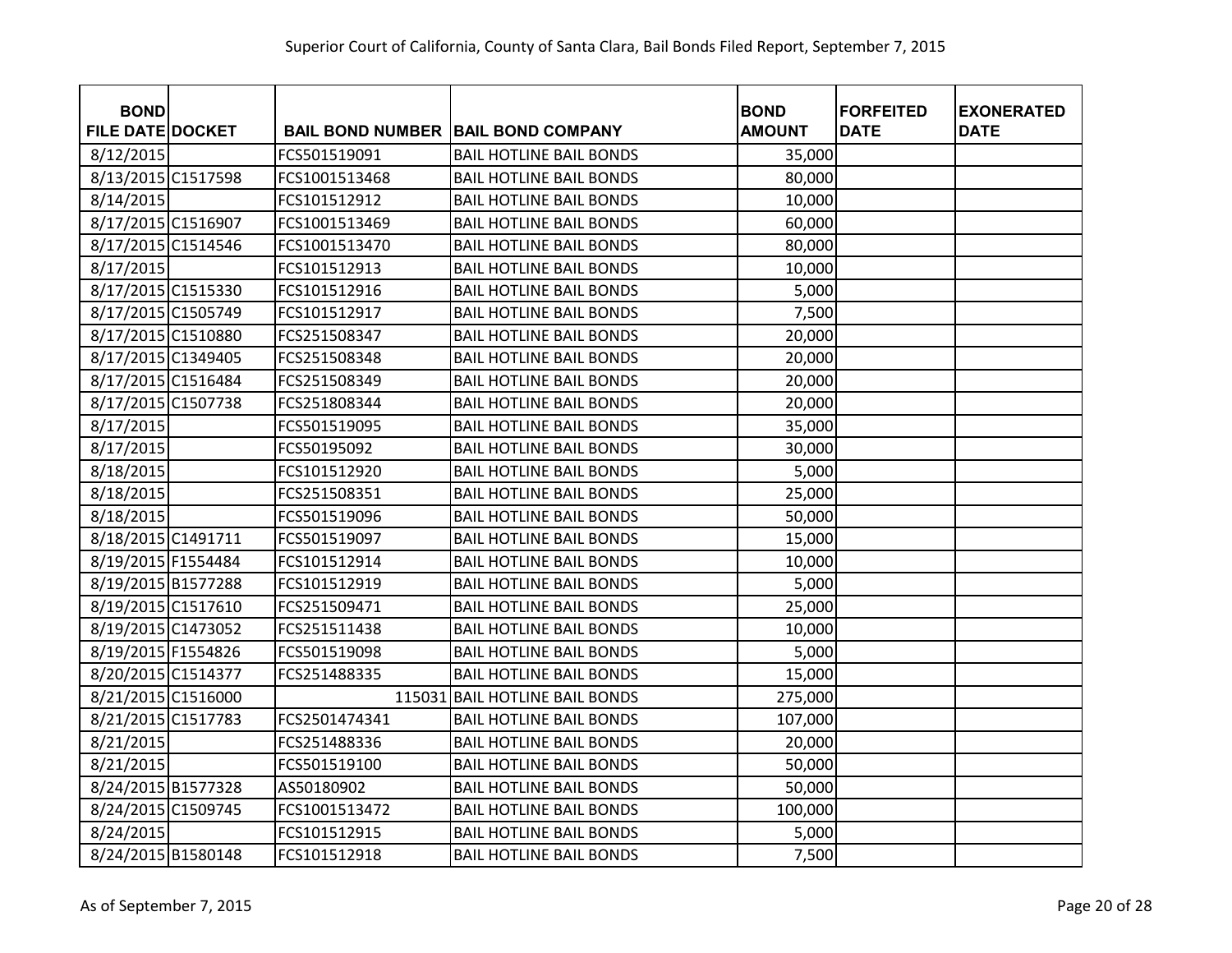Superior Court of California, County of Santa Clara, Bail Bonds Filed Report, September 7, 2015

| BOND FILE DATE | DOCKET | BAIL BOND NUMBER | BAIL BOND COMPANY | BOND AMOUNT | FORFEITED DATE | EXONERATED DATE |
|---|---|---|---|---|---|---|
| 8/12/2015 | | FCS501519091 | BAIL HOTLINE BAIL BONDS | 35,000 | | |
| 8/13/2015 | C1517598 | FCS1001513468 | BAIL HOTLINE BAIL BONDS | 80,000 | | |
| 8/14/2015 | | FCS101512912 | BAIL HOTLINE BAIL BONDS | 10,000 | | |
| 8/17/2015 | C1516907 | FCS1001513469 | BAIL HOTLINE BAIL BONDS | 60,000 | | |
| 8/17/2015 | C1514546 | FCS1001513470 | BAIL HOTLINE BAIL BONDS | 80,000 | | |
| 8/17/2015 | | FCS101512913 | BAIL HOTLINE BAIL BONDS | 10,000 | | |
| 8/17/2015 | C1515330 | FCS101512916 | BAIL HOTLINE BAIL BONDS | 5,000 | | |
| 8/17/2015 | C1505749 | FCS101512917 | BAIL HOTLINE BAIL BONDS | 7,500 | | |
| 8/17/2015 | C1510880 | FCS251508347 | BAIL HOTLINE BAIL BONDS | 20,000 | | |
| 8/17/2015 | C1349405 | FCS251508348 | BAIL HOTLINE BAIL BONDS | 20,000 | | |
| 8/17/2015 | C1516484 | FCS251508349 | BAIL HOTLINE BAIL BONDS | 20,000 | | |
| 8/17/2015 | C1507738 | FCS251808344 | BAIL HOTLINE BAIL BONDS | 20,000 | | |
| 8/17/2015 | | FCS501519095 | BAIL HOTLINE BAIL BONDS | 35,000 | | |
| 8/17/2015 | | FCS50195092 | BAIL HOTLINE BAIL BONDS | 30,000 | | |
| 8/18/2015 | | FCS101512920 | BAIL HOTLINE BAIL BONDS | 5,000 | | |
| 8/18/2015 | | FCS251508351 | BAIL HOTLINE BAIL BONDS | 25,000 | | |
| 8/18/2015 | | FCS501519096 | BAIL HOTLINE BAIL BONDS | 50,000 | | |
| 8/18/2015 | C1491711 | FCS501519097 | BAIL HOTLINE BAIL BONDS | 15,000 | | |
| 8/19/2015 | F1554484 | FCS101512914 | BAIL HOTLINE BAIL BONDS | 10,000 | | |
| 8/19/2015 | B1577288 | FCS101512919 | BAIL HOTLINE BAIL BONDS | 5,000 | | |
| 8/19/2015 | C1517610 | FCS251509471 | BAIL HOTLINE BAIL BONDS | 25,000 | | |
| 8/19/2015 | C1473052 | FCS251511438 | BAIL HOTLINE BAIL BONDS | 10,000 | | |
| 8/19/2015 | F1554826 | FCS501519098 | BAIL HOTLINE BAIL BONDS | 5,000 | | |
| 8/20/2015 | C1514377 | FCS251488335 | BAIL HOTLINE BAIL BONDS | 15,000 | | |
| 8/21/2015 | C1516000 | 115031 | BAIL HOTLINE BAIL BONDS | 275,000 | | |
| 8/21/2015 | C1517783 | FCS2501474341 | BAIL HOTLINE BAIL BONDS | 107,000 | | |
| 8/21/2015 | | FCS251488336 | BAIL HOTLINE BAIL BONDS | 20,000 | | |
| 8/21/2015 | | FCS501519100 | BAIL HOTLINE BAIL BONDS | 50,000 | | |
| 8/24/2015 | B1577328 | AS50180902 | BAIL HOTLINE BAIL BONDS | 50,000 | | |
| 8/24/2015 | C1509745 | FCS1001513472 | BAIL HOTLINE BAIL BONDS | 100,000 | | |
| 8/24/2015 | | FCS101512915 | BAIL HOTLINE BAIL BONDS | 5,000 | | |
| 8/24/2015 | B1580148 | FCS101512918 | BAIL HOTLINE BAIL BONDS | 7,500 | | |

As of September 7, 2015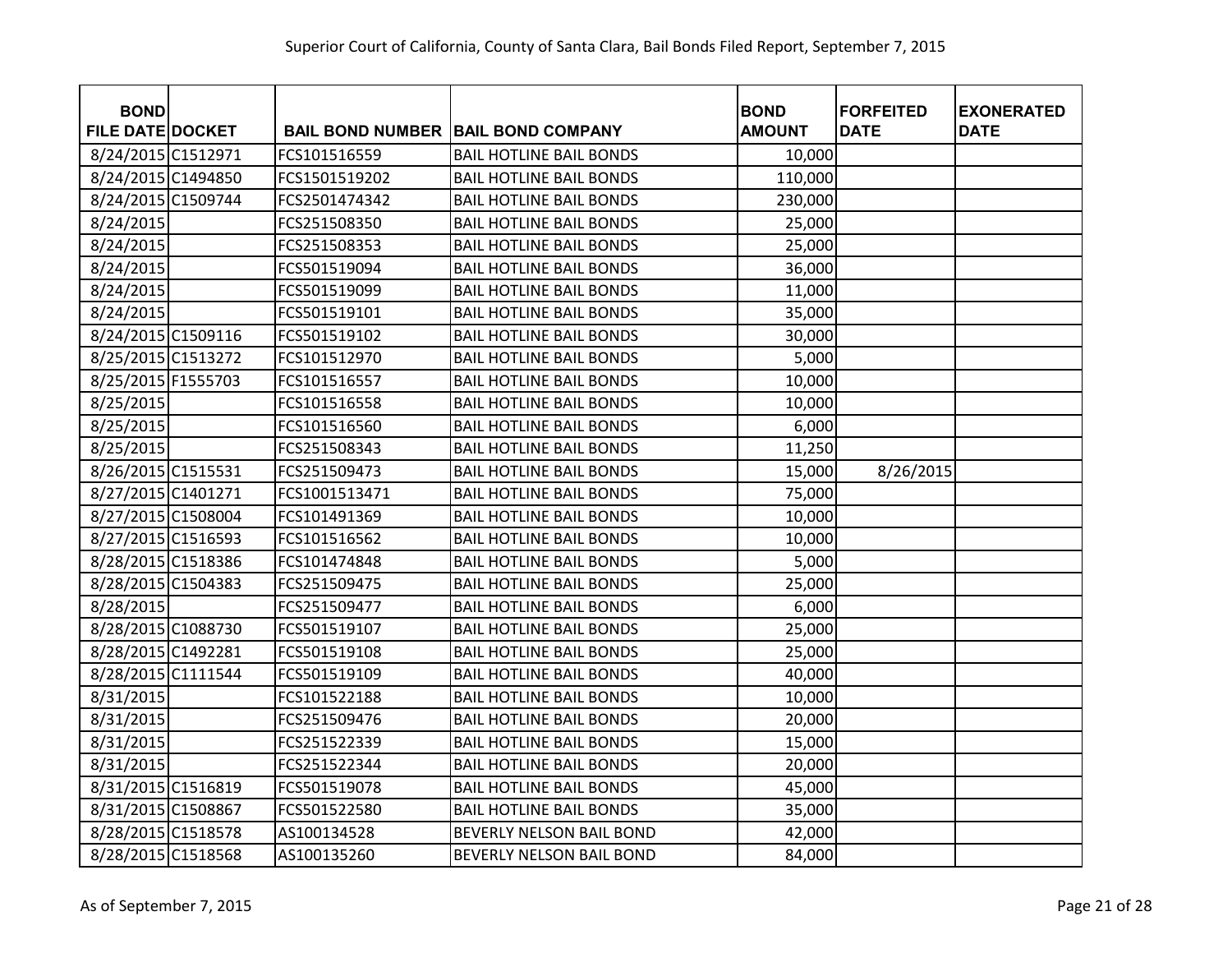Superior Court of California, County of Santa Clara, Bail Bonds Filed Report, September 7, 2015

| BOND FILE DATE | DOCKET | BAIL BOND NUMBER | BAIL BOND COMPANY | BOND AMOUNT | FORFEITED DATE | EXONERATED DATE |
|---|---|---|---|---|---|---|
| 8/24/2015 | C1512971 | FCS101516559 | BAIL HOTLINE BAIL BONDS | 10,000 | | |
| 8/24/2015 | C1494850 | FCS1501519202 | BAIL HOTLINE BAIL BONDS | 110,000 | | |
| 8/24/2015 | C1509744 | FCS2501474342 | BAIL HOTLINE BAIL BONDS | 230,000 | | |
| 8/24/2015 | | FCS251508350 | BAIL HOTLINE BAIL BONDS | 25,000 | | |
| 8/24/2015 | | FCS251508353 | BAIL HOTLINE BAIL BONDS | 25,000 | | |
| 8/24/2015 | | FCS501519094 | BAIL HOTLINE BAIL BONDS | 36,000 | | |
| 8/24/2015 | | FCS501519099 | BAIL HOTLINE BAIL BONDS | 11,000 | | |
| 8/24/2015 | | FCS501519101 | BAIL HOTLINE BAIL BONDS | 35,000 | | |
| 8/24/2015 | C1509116 | FCS501519102 | BAIL HOTLINE BAIL BONDS | 30,000 | | |
| 8/25/2015 | C1513272 | FCS101512970 | BAIL HOTLINE BAIL BONDS | 5,000 | | |
| 8/25/2015 | F1555703 | FCS101516557 | BAIL HOTLINE BAIL BONDS | 10,000 | | |
| 8/25/2015 | | FCS101516558 | BAIL HOTLINE BAIL BONDS | 10,000 | | |
| 8/25/2015 | | FCS101516560 | BAIL HOTLINE BAIL BONDS | 6,000 | | |
| 8/25/2015 | | FCS251508343 | BAIL HOTLINE BAIL BONDS | 11,250 | | |
| 8/26/2015 | C1515531 | FCS251509473 | BAIL HOTLINE BAIL BONDS | 15,000 | 8/26/2015 | |
| 8/27/2015 | C1401271 | FCS1001513471 | BAIL HOTLINE BAIL BONDS | 75,000 | | |
| 8/27/2015 | C1508004 | FCS101491369 | BAIL HOTLINE BAIL BONDS | 10,000 | | |
| 8/27/2015 | C1516593 | FCS101516562 | BAIL HOTLINE BAIL BONDS | 10,000 | | |
| 8/28/2015 | C1518386 | FCS101474848 | BAIL HOTLINE BAIL BONDS | 5,000 | | |
| 8/28/2015 | C1504383 | FCS251509475 | BAIL HOTLINE BAIL BONDS | 25,000 | | |
| 8/28/2015 | | FCS251509477 | BAIL HOTLINE BAIL BONDS | 6,000 | | |
| 8/28/2015 | C1088730 | FCS501519107 | BAIL HOTLINE BAIL BONDS | 25,000 | | |
| 8/28/2015 | C1492281 | FCS501519108 | BAIL HOTLINE BAIL BONDS | 25,000 | | |
| 8/28/2015 | C1111544 | FCS501519109 | BAIL HOTLINE BAIL BONDS | 40,000 | | |
| 8/31/2015 | | FCS101522188 | BAIL HOTLINE BAIL BONDS | 10,000 | | |
| 8/31/2015 | | FCS251509476 | BAIL HOTLINE BAIL BONDS | 20,000 | | |
| 8/31/2015 | | FCS251522339 | BAIL HOTLINE BAIL BONDS | 15,000 | | |
| 8/31/2015 | | FCS251522344 | BAIL HOTLINE BAIL BONDS | 20,000 | | |
| 8/31/2015 | C1516819 | FCS501519078 | BAIL HOTLINE BAIL BONDS | 45,000 | | |
| 8/31/2015 | C1508867 | FCS501522580 | BAIL HOTLINE BAIL BONDS | 35,000 | | |
| 8/28/2015 | C1518578 | AS100134528 | BEVERLY NELSON BAIL BOND | 42,000 | | |
| 8/28/2015 | C1518568 | AS100135260 | BEVERLY NELSON BAIL BOND | 84,000 | | |

As of September 7, 2015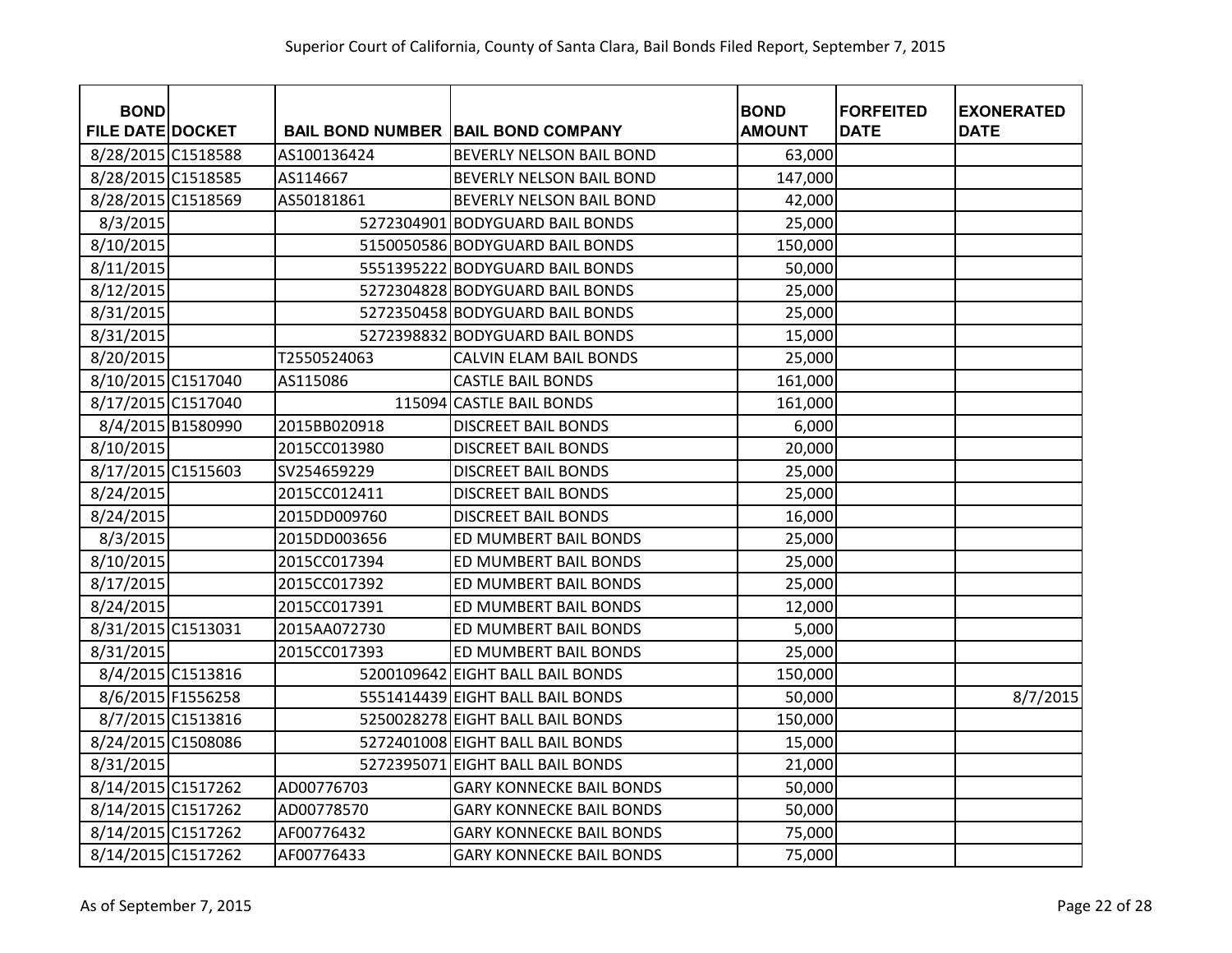| BOND FILE DATE | DOCKET | BAIL BOND NUMBER | BAIL BOND COMPANY | BOND AMOUNT | FORFEITED DATE | EXONERATED DATE |
|---|---|---|---|---|---|---|
| 8/28/2015 | C1518588 | AS100136424 | BEVERLY NELSON BAIL BOND | 63,000 | | |
| 8/28/2015 | C1518585 | AS114667 | BEVERLY NELSON BAIL BOND | 147,000 | | |
| 8/28/2015 | C1518569 | AS50181861 | BEVERLY NELSON BAIL BOND | 42,000 | | |
| 8/3/2015 | | 5272304901 | BODYGUARD BAIL BONDS | 25,000 | | |
| 8/10/2015 | | 5150050586 | BODYGUARD BAIL BONDS | 150,000 | | |
| 8/11/2015 | | 5551395222 | BODYGUARD BAIL BONDS | 50,000 | | |
| 8/12/2015 | | 5272304828 | BODYGUARD BAIL BONDS | 25,000 | | |
| 8/31/2015 | | 5272350458 | BODYGUARD BAIL BONDS | 25,000 | | |
| 8/31/2015 | | 5272398832 | BODYGUARD BAIL BONDS | 15,000 | | |
| 8/20/2015 | | T2550524063 | CALVIN ELAM BAIL BONDS | 25,000 | | |
| 8/10/2015 | C1517040 | AS115086 | CASTLE BAIL BONDS | 161,000 | | |
| 8/17/2015 | C1517040 | 115094 | CASTLE BAIL BONDS | 161,000 | | |
| 8/4/2015 | B1580990 | 2015BB020918 | DISCREET BAIL BONDS | 6,000 | | |
| 8/10/2015 | | 2015CC013980 | DISCREET BAIL BONDS | 20,000 | | |
| 8/17/2015 | C1515603 | SV254659229 | DISCREET BAIL BONDS | 25,000 | | |
| 8/24/2015 | | 2015CC012411 | DISCREET BAIL BONDS | 25,000 | | |
| 8/24/2015 | | 2015DD009760 | DISCREET BAIL BONDS | 16,000 | | |
| 8/3/2015 | | 2015DD003656 | ED MUMBERT BAIL BONDS | 25,000 | | |
| 8/10/2015 | | 2015CC017394 | ED MUMBERT BAIL BONDS | 25,000 | | |
| 8/17/2015 | | 2015CC017392 | ED MUMBERT BAIL BONDS | 25,000 | | |
| 8/24/2015 | | 2015CC017391 | ED MUMBERT BAIL BONDS | 12,000 | | |
| 8/31/2015 | C1513031 | 2015AA072730 | ED MUMBERT BAIL BONDS | 5,000 | | |
| 8/31/2015 | | 2015CC017393 | ED MUMBERT BAIL BONDS | 25,000 | | |
| 8/4/2015 | C1513816 | 5200109642 | EIGHT BALL BAIL BONDS | 150,000 | | |
| 8/6/2015 | F1556258 | 5551414439 | EIGHT BALL BAIL BONDS | 50,000 | | 8/7/2015 |
| 8/7/2015 | C1513816 | 5250028278 | EIGHT BALL BAIL BONDS | 150,000 | | |
| 8/24/2015 | C1508086 | 5272401008 | EIGHT BALL BAIL BONDS | 15,000 | | |
| 8/31/2015 | | 5272395071 | EIGHT BALL BAIL BONDS | 21,000 | | |
| 8/14/2015 | C1517262 | AD00776703 | GARY KONNECKE BAIL BONDS | 50,000 | | |
| 8/14/2015 | C1517262 | AD00778570 | GARY KONNECKE BAIL BONDS | 50,000 | | |
| 8/14/2015 | C1517262 | AF00776432 | GARY KONNECKE BAIL BONDS | 75,000 | | |
| 8/14/2015 | C1517262 | AF00776433 | GARY KONNECKE BAIL BONDS | 75,000 | | |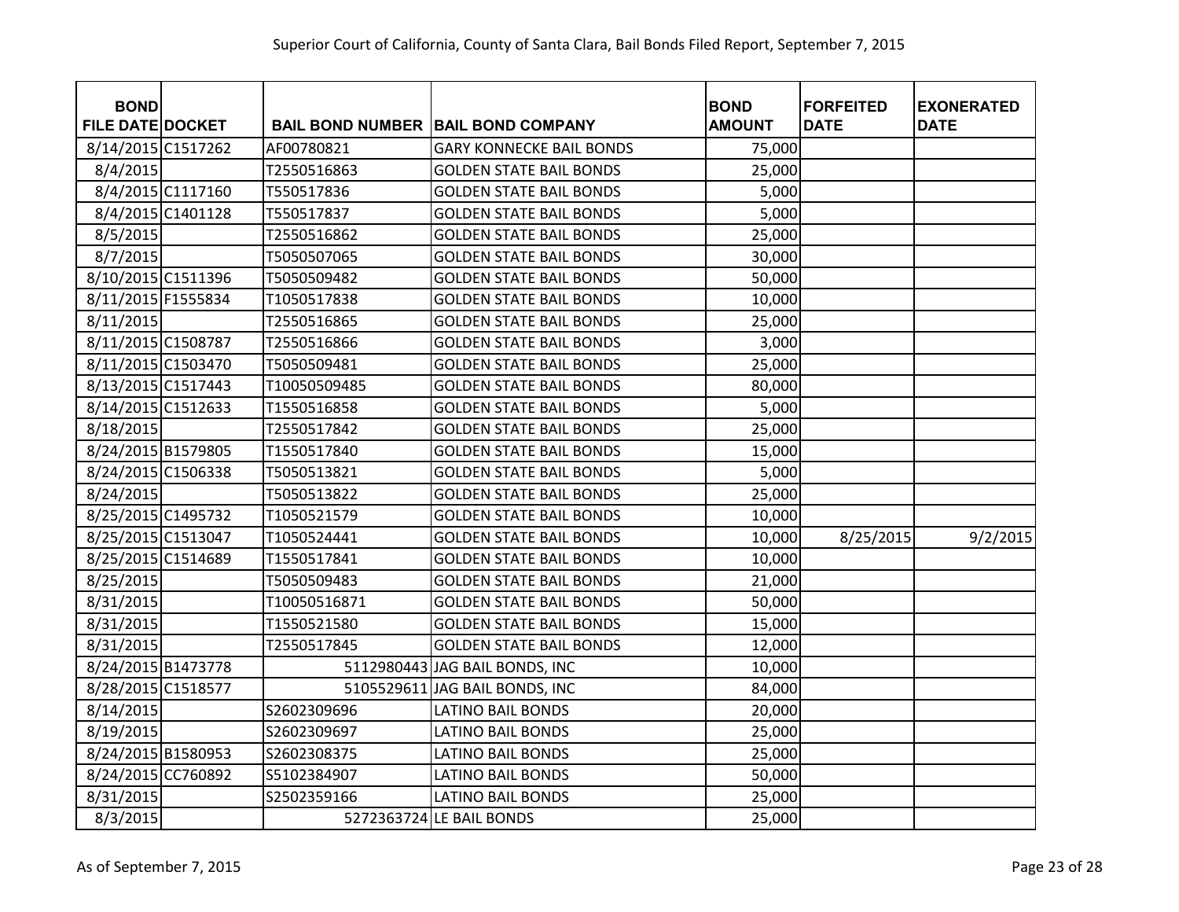Superior Court of California, County of Santa Clara, Bail Bonds Filed Report, September 7, 2015

| BOND FILE DATE | DOCKET | BAIL BOND NUMBER | BAIL BOND COMPANY | BOND AMOUNT | FORFEITED DATE | EXONERATED DATE |
|---|---|---|---|---|---|---|
| 8/14/2015 | C1517262 | AF00780821 | GARY KONNECKE BAIL BONDS | 75,000 | | |
| 8/4/2015 | | T2550516863 | GOLDEN STATE BAIL BONDS | 25,000 | | |
| 8/4/2015 | C1117160 | T550517836 | GOLDEN STATE BAIL BONDS | 5,000 | | |
| 8/4/2015 | C1401128 | T550517837 | GOLDEN STATE BAIL BONDS | 5,000 | | |
| 8/5/2015 | | T2550516862 | GOLDEN STATE BAIL BONDS | 25,000 | | |
| 8/7/2015 | | T5050507065 | GOLDEN STATE BAIL BONDS | 30,000 | | |
| 8/10/2015 | C1511396 | T5050509482 | GOLDEN STATE BAIL BONDS | 50,000 | | |
| 8/11/2015 | F1555834 | T1050517838 | GOLDEN STATE BAIL BONDS | 10,000 | | |
| 8/11/2015 | | T2550516865 | GOLDEN STATE BAIL BONDS | 25,000 | | |
| 8/11/2015 | C1508787 | T2550516866 | GOLDEN STATE BAIL BONDS | 3,000 | | |
| 8/11/2015 | C1503470 | T5050509481 | GOLDEN STATE BAIL BONDS | 25,000 | | |
| 8/13/2015 | C1517443 | T10050509485 | GOLDEN STATE BAIL BONDS | 80,000 | | |
| 8/14/2015 | C1512633 | T1550516858 | GOLDEN STATE BAIL BONDS | 5,000 | | |
| 8/18/2015 | | T2550517842 | GOLDEN STATE BAIL BONDS | 25,000 | | |
| 8/24/2015 | B1579805 | T1550517840 | GOLDEN STATE BAIL BONDS | 15,000 | | |
| 8/24/2015 | C1506338 | T5050513821 | GOLDEN STATE BAIL BONDS | 5,000 | | |
| 8/24/2015 | | T5050513822 | GOLDEN STATE BAIL BONDS | 25,000 | | |
| 8/25/2015 | C1495732 | T1050521579 | GOLDEN STATE BAIL BONDS | 10,000 | | |
| 8/25/2015 | C1513047 | T1050524441 | GOLDEN STATE BAIL BONDS | 10,000 | 8/25/2015 | 9/2/2015 |
| 8/25/2015 | C1514689 | T1550517841 | GOLDEN STATE BAIL BONDS | 10,000 | | |
| 8/25/2015 | | T5050509483 | GOLDEN STATE BAIL BONDS | 21,000 | | |
| 8/31/2015 | | T10050516871 | GOLDEN STATE BAIL BONDS | 50,000 | | |
| 8/31/2015 | | T1550521580 | GOLDEN STATE BAIL BONDS | 15,000 | | |
| 8/31/2015 | | T2550517845 | GOLDEN STATE BAIL BONDS | 12,000 | | |
| 8/24/2015 | B1473778 | 5112980443 | JAG BAIL BONDS, INC | 10,000 | | |
| 8/28/2015 | C1518577 | 5105529611 | JAG BAIL BONDS, INC | 84,000 | | |
| 8/14/2015 | | S2602309696 | LATINO BAIL BONDS | 20,000 | | |
| 8/19/2015 | | S2602309697 | LATINO BAIL BONDS | 25,000 | | |
| 8/24/2015 | B1580953 | S2602308375 | LATINO BAIL BONDS | 25,000 | | |
| 8/24/2015 | CC760892 | S5102384907 | LATINO BAIL BONDS | 50,000 | | |
| 8/31/2015 | | S2502359166 | LATINO BAIL BONDS | 25,000 | | |
| 8/3/2015 | | 5272363724 | LE BAIL BONDS | 25,000 | | |

As of September 7, 2015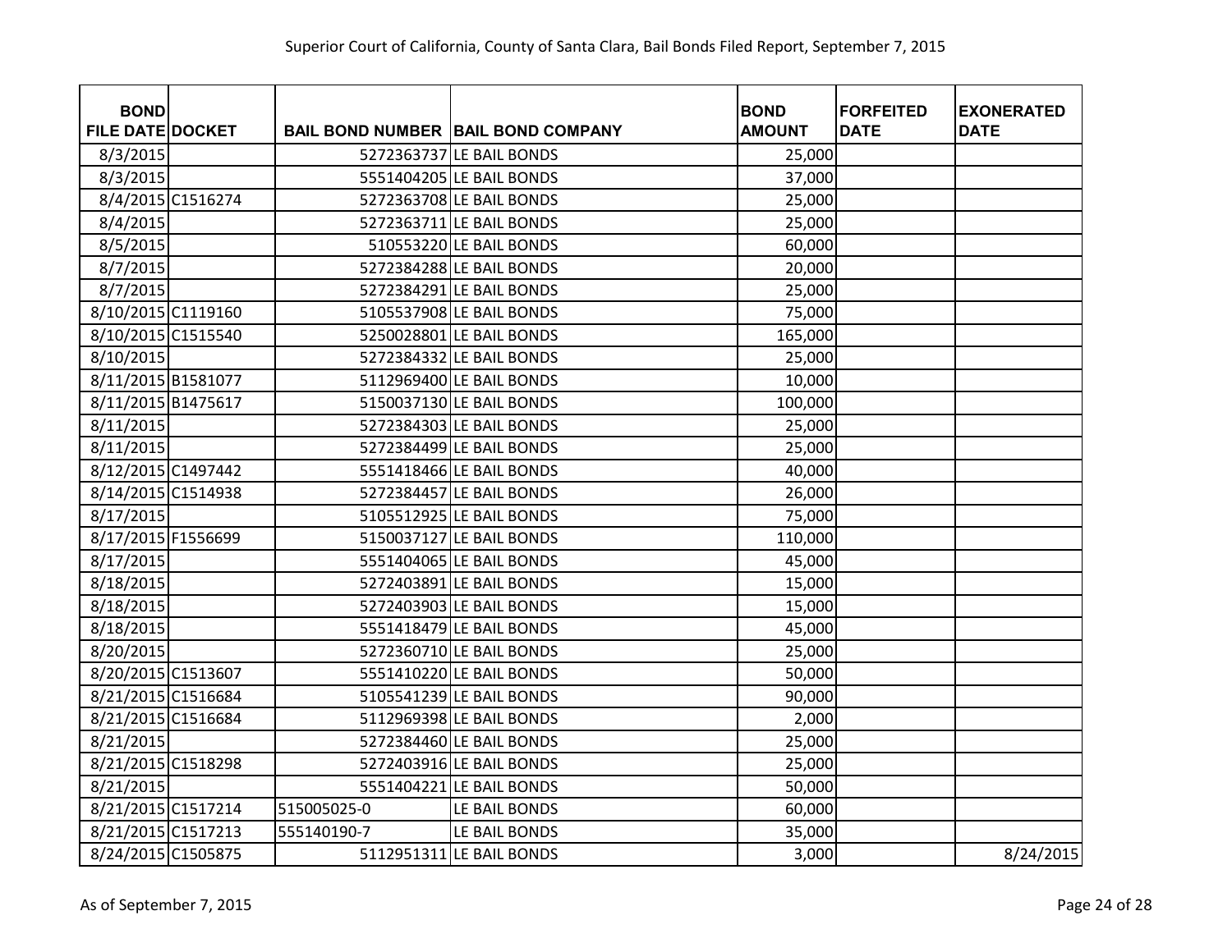| BOND FILE DATE | DOCKET | BAIL BOND NUMBER | BAIL BOND COMPANY | BOND AMOUNT | FORFEITED DATE | EXONERATED DATE |
|---|---|---|---|---|---|---|
| 8/3/2015 | | 5272363737 | LE BAIL BONDS | 25,000 | | |
| 8/3/2015 | | 5551404205 | LE BAIL BONDS | 37,000 | | |
| 8/4/2015 | C1516274 | 5272363708 | LE BAIL BONDS | 25,000 | | |
| 8/4/2015 | | 5272363711 | LE BAIL BONDS | 25,000 | | |
| 8/5/2015 | | 510553220 | LE BAIL BONDS | 60,000 | | |
| 8/7/2015 | | 5272384288 | LE BAIL BONDS | 20,000 | | |
| 8/7/2015 | | 5272384291 | LE BAIL BONDS | 25,000 | | |
| 8/10/2015 | C1119160 | 5105537908 | LE BAIL BONDS | 75,000 | | |
| 8/10/2015 | C1515540 | 5250028801 | LE BAIL BONDS | 165,000 | | |
| 8/10/2015 | | 5272384332 | LE BAIL BONDS | 25,000 | | |
| 8/11/2015 | B1581077 | 5112969400 | LE BAIL BONDS | 10,000 | | |
| 8/11/2015 | B1475617 | 5150037130 | LE BAIL BONDS | 100,000 | | |
| 8/11/2015 | | 5272384303 | LE BAIL BONDS | 25,000 | | |
| 8/11/2015 | | 5272384499 | LE BAIL BONDS | 25,000 | | |
| 8/12/2015 | C1497442 | 5551418466 | LE BAIL BONDS | 40,000 | | |
| 8/14/2015 | C1514938 | 5272384457 | LE BAIL BONDS | 26,000 | | |
| 8/17/2015 | | 5105512925 | LE BAIL BONDS | 75,000 | | |
| 8/17/2015 | F1556699 | 5150037127 | LE BAIL BONDS | 110,000 | | |
| 8/17/2015 | | 5551404065 | LE BAIL BONDS | 45,000 | | |
| 8/18/2015 | | 5272403891 | LE BAIL BONDS | 15,000 | | |
| 8/18/2015 | | 5272403903 | LE BAIL BONDS | 15,000 | | |
| 8/18/2015 | | 5551418479 | LE BAIL BONDS | 45,000 | | |
| 8/20/2015 | | 5272360710 | LE BAIL BONDS | 25,000 | | |
| 8/20/2015 | C1513607 | 5551410220 | LE BAIL BONDS | 50,000 | | |
| 8/21/2015 | C1516684 | 5105541239 | LE BAIL BONDS | 90,000 | | |
| 8/21/2015 | C1516684 | 5112969398 | LE BAIL BONDS | 2,000 | | |
| 8/21/2015 | | 5272384460 | LE BAIL BONDS | 25,000 | | |
| 8/21/2015 | C1518298 | 5272403916 | LE BAIL BONDS | 25,000 | | |
| 8/21/2015 | | 5551404221 | LE BAIL BONDS | 50,000 | | |
| 8/21/2015 | C1517214 | 515005025-0 | LE BAIL BONDS | 60,000 | | |
| 8/21/2015 | C1517213 | 555140190-7 | LE BAIL BONDS | 35,000 | | |
| 8/24/2015 | C1505875 | 5112951311 | LE BAIL BONDS | 3,000 | | 8/24/2015 |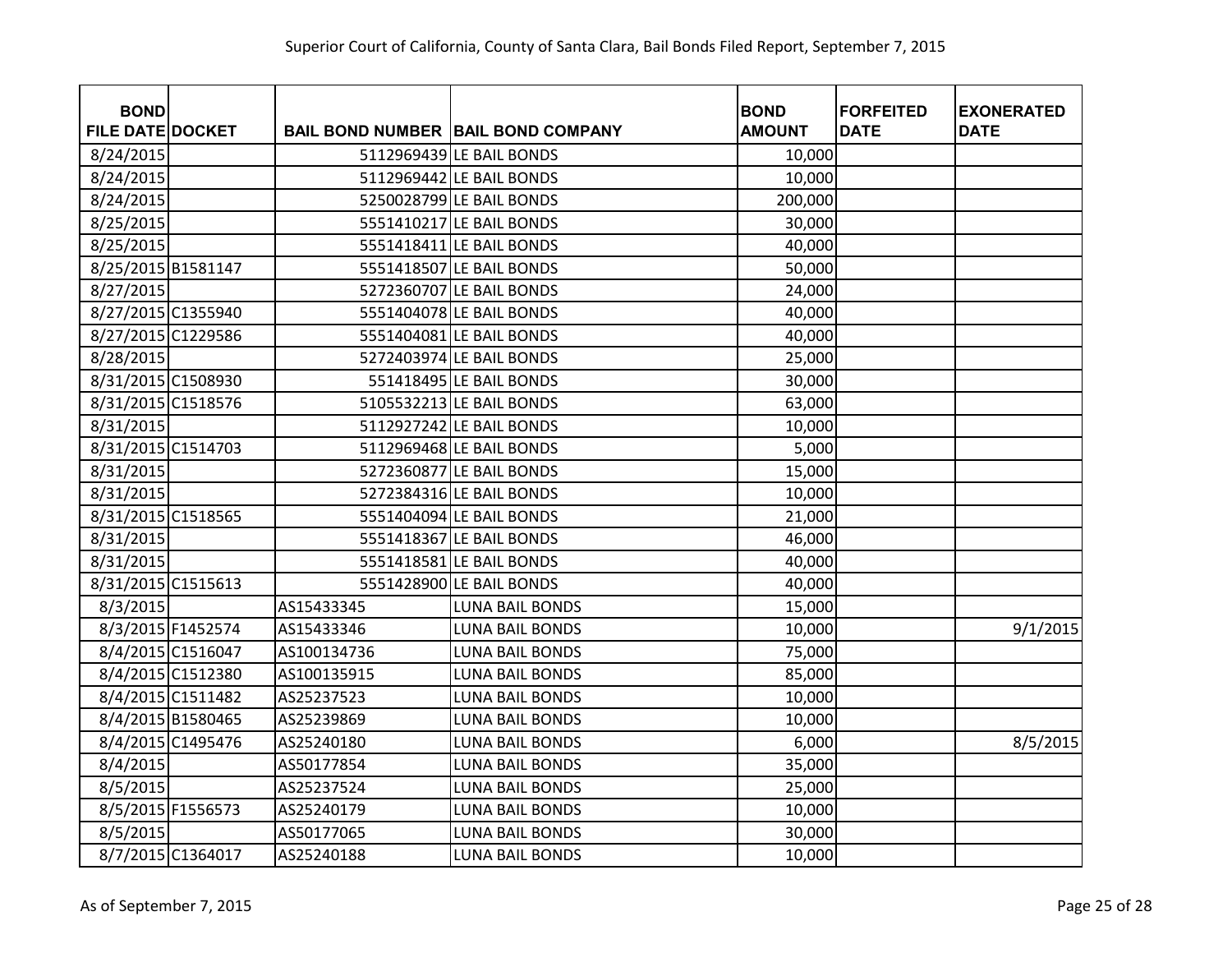Superior Court of California, County of Santa Clara, Bail Bonds Filed Report, September 7, 2015

| BOND FILE DATE | DOCKET | BAIL BOND NUMBER | BAIL BOND COMPANY | BOND AMOUNT | FORFEITED DATE | EXONERATED DATE |
|---|---|---|---|---|---|---|
| 8/24/2015 | | 5112969439 | LE BAIL BONDS | 10,000 | | |
| 8/24/2015 | | 5112969442 | LE BAIL BONDS | 10,000 | | |
| 8/24/2015 | | 5250028799 | LE BAIL BONDS | 200,000 | | |
| 8/25/2015 | | 5551410217 | LE BAIL BONDS | 30,000 | | |
| 8/25/2015 | | 5551418411 | LE BAIL BONDS | 40,000 | | |
| 8/25/2015 | B1581147 | 5551418507 | LE BAIL BONDS | 50,000 | | |
| 8/27/2015 | | 5272360707 | LE BAIL BONDS | 24,000 | | |
| 8/27/2015 | C1355940 | 5551404078 | LE BAIL BONDS | 40,000 | | |
| 8/27/2015 | C1229586 | 5551404081 | LE BAIL BONDS | 40,000 | | |
| 8/28/2015 | | 5272403974 | LE BAIL BONDS | 25,000 | | |
| 8/31/2015 | C1508930 | 551418495 | LE BAIL BONDS | 30,000 | | |
| 8/31/2015 | C1518576 | 5105532213 | LE BAIL BONDS | 63,000 | | |
| 8/31/2015 | | 5112927242 | LE BAIL BONDS | 10,000 | | |
| 8/31/2015 | C1514703 | 5112969468 | LE BAIL BONDS | 5,000 | | |
| 8/31/2015 | | 5272360877 | LE BAIL BONDS | 15,000 | | |
| 8/31/2015 | | 5272384316 | LE BAIL BONDS | 10,000 | | |
| 8/31/2015 | C1518565 | 5551404094 | LE BAIL BONDS | 21,000 | | |
| 8/31/2015 | | 5551418367 | LE BAIL BONDS | 46,000 | | |
| 8/31/2015 | | 5551418581 | LE BAIL BONDS | 40,000 | | |
| 8/31/2015 | C1515613 | 5551428900 | LE BAIL BONDS | 40,000 | | |
| 8/3/2015 | | AS15433345 | LUNA BAIL BONDS | 15,000 | | |
| 8/3/2015 | F1452574 | AS15433346 | LUNA BAIL BONDS | 10,000 | | 9/1/2015 |
| 8/4/2015 | C1516047 | AS100134736 | LUNA BAIL BONDS | 75,000 | | |
| 8/4/2015 | C1512380 | AS100135915 | LUNA BAIL BONDS | 85,000 | | |
| 8/4/2015 | C1511482 | AS25237523 | LUNA BAIL BONDS | 10,000 | | |
| 8/4/2015 | B1580465 | AS25239869 | LUNA BAIL BONDS | 10,000 | | |
| 8/4/2015 | C1495476 | AS25240180 | LUNA BAIL BONDS | 6,000 | | 8/5/2015 |
| 8/4/2015 | | AS50177854 | LUNA BAIL BONDS | 35,000 | | |
| 8/5/2015 | | AS25237524 | LUNA BAIL BONDS | 25,000 | | |
| 8/5/2015 | F1556573 | AS25240179 | LUNA BAIL BONDS | 10,000 | | |
| 8/5/2015 | | AS50177065 | LUNA BAIL BONDS | 30,000 | | |
| 8/7/2015 | C1364017 | AS25240188 | LUNA BAIL BONDS | 10,000 | | |

As of September 7, 2015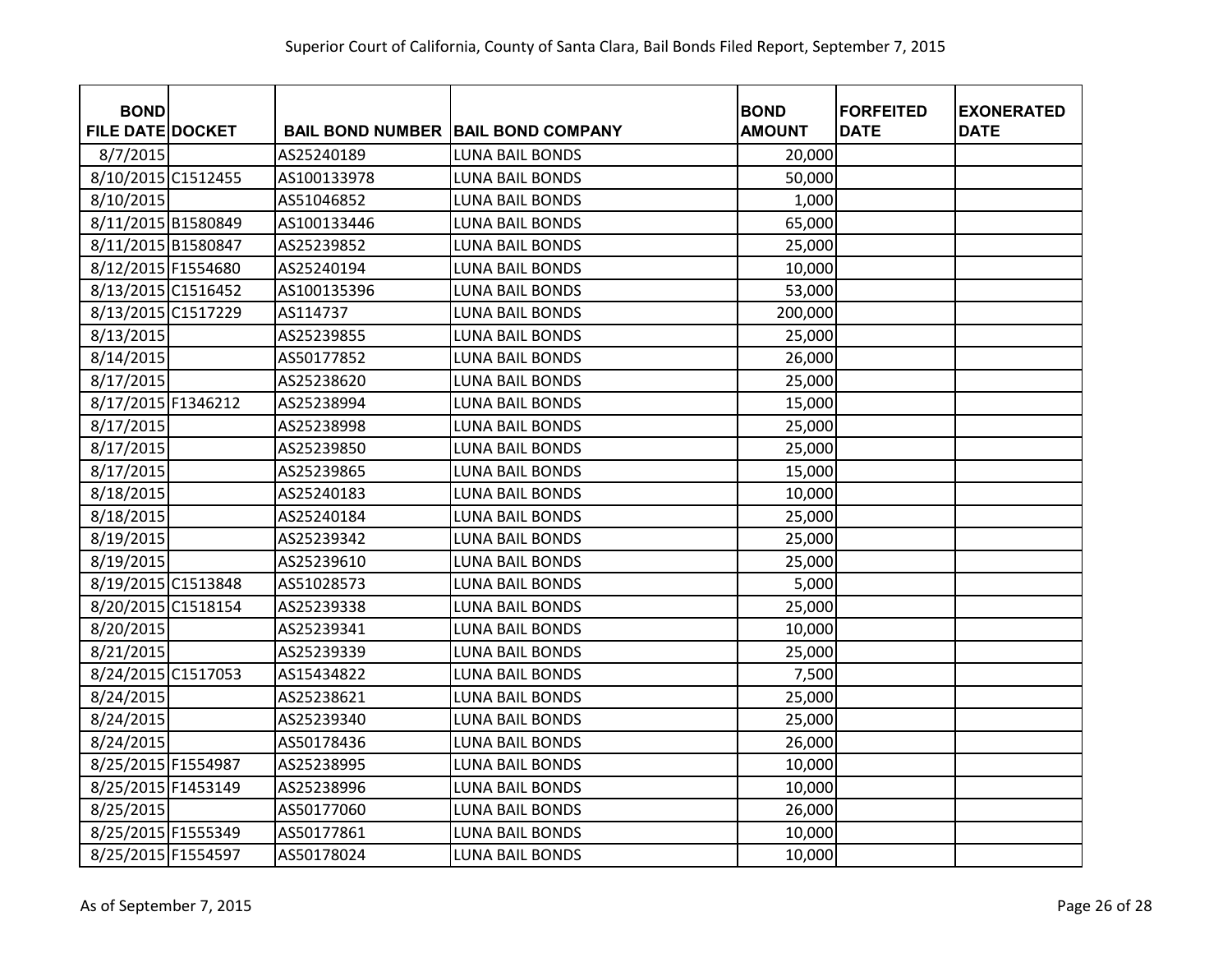Superior Court of California, County of Santa Clara, Bail Bonds Filed Report, September 7, 2015

| BOND FILE DATE | DOCKET | BAIL BOND NUMBER | BAIL BOND COMPANY | BOND AMOUNT | FORFEITED DATE | EXONERATED DATE |
|---|---|---|---|---|---|---|
| 8/7/2015 | | AS25240189 | LUNA BAIL BONDS | 20,000 | | |
| 8/10/2015 | C1512455 | AS100133978 | LUNA BAIL BONDS | 50,000 | | |
| 8/10/2015 | | AS51046852 | LUNA BAIL BONDS | 1,000 | | |
| 8/11/2015 | B1580849 | AS100133446 | LUNA BAIL BONDS | 65,000 | | |
| 8/11/2015 | B1580847 | AS25239852 | LUNA BAIL BONDS | 25,000 | | |
| 8/12/2015 | F1554680 | AS25240194 | LUNA BAIL BONDS | 10,000 | | |
| 8/13/2015 | C1516452 | AS100135396 | LUNA BAIL BONDS | 53,000 | | |
| 8/13/2015 | C1517229 | AS114737 | LUNA BAIL BONDS | 200,000 | | |
| 8/13/2015 | | AS25239855 | LUNA BAIL BONDS | 25,000 | | |
| 8/14/2015 | | AS50177852 | LUNA BAIL BONDS | 26,000 | | |
| 8/17/2015 | | AS25238620 | LUNA BAIL BONDS | 25,000 | | |
| 8/17/2015 | F1346212 | AS25238994 | LUNA BAIL BONDS | 15,000 | | |
| 8/17/2015 | | AS25238998 | LUNA BAIL BONDS | 25,000 | | |
| 8/17/2015 | | AS25239850 | LUNA BAIL BONDS | 25,000 | | |
| 8/17/2015 | | AS25239865 | LUNA BAIL BONDS | 15,000 | | |
| 8/18/2015 | | AS25240183 | LUNA BAIL BONDS | 10,000 | | |
| 8/18/2015 | | AS25240184 | LUNA BAIL BONDS | 25,000 | | |
| 8/19/2015 | | AS25239342 | LUNA BAIL BONDS | 25,000 | | |
| 8/19/2015 | | AS25239610 | LUNA BAIL BONDS | 25,000 | | |
| 8/19/2015 | C1513848 | AS51028573 | LUNA BAIL BONDS | 5,000 | | |
| 8/20/2015 | C1518154 | AS25239338 | LUNA BAIL BONDS | 25,000 | | |
| 8/20/2015 | | AS25239341 | LUNA BAIL BONDS | 10,000 | | |
| 8/21/2015 | | AS25239339 | LUNA BAIL BONDS | 25,000 | | |
| 8/24/2015 | C1517053 | AS15434822 | LUNA BAIL BONDS | 7,500 | | |
| 8/24/2015 | | AS25238621 | LUNA BAIL BONDS | 25,000 | | |
| 8/24/2015 | | AS25239340 | LUNA BAIL BONDS | 25,000 | | |
| 8/24/2015 | | AS50178436 | LUNA BAIL BONDS | 26,000 | | |
| 8/25/2015 | F1554987 | AS25238995 | LUNA BAIL BONDS | 10,000 | | |
| 8/25/2015 | F1453149 | AS25238996 | LUNA BAIL BONDS | 10,000 | | |
| 8/25/2015 | | AS50177060 | LUNA BAIL BONDS | 26,000 | | |
| 8/25/2015 | F1555349 | AS50177861 | LUNA BAIL BONDS | 10,000 | | |
| 8/25/2015 | F1554597 | AS50178024 | LUNA BAIL BONDS | 10,000 | | |

As of September 7, 2015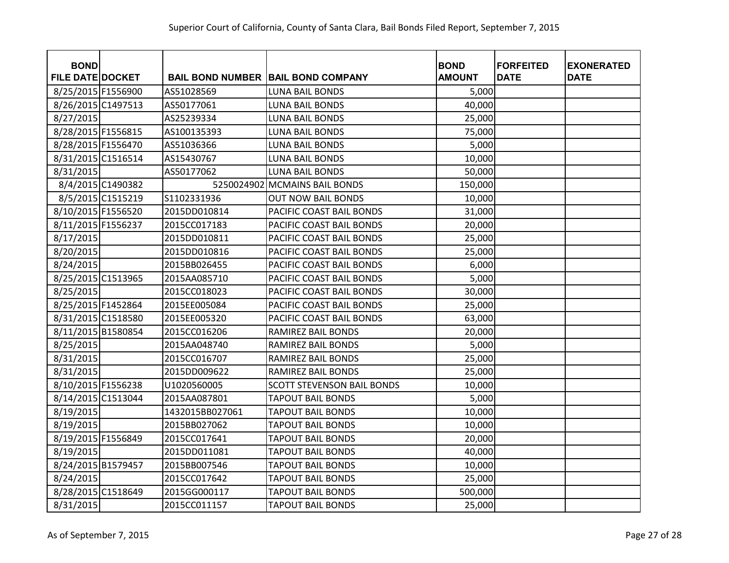Superior Court of California, County of Santa Clara, Bail Bonds Filed Report, September 7, 2015

| BOND FILE DATE | DOCKET | BAIL BOND NUMBER | BAIL BOND COMPANY | BOND AMOUNT | FORFEITED DATE | EXONERATED DATE |
|---|---|---|---|---|---|---|
| 8/25/2015 | F1556900 | AS51028569 | LUNA BAIL BONDS | 5,000 | | |
| 8/26/2015 | C1497513 | AS50177061 | LUNA BAIL BONDS | 40,000 | | |
| 8/27/2015 | | AS25239334 | LUNA BAIL BONDS | 25,000 | | |
| 8/28/2015 | F1556815 | AS100135393 | LUNA BAIL BONDS | 75,000 | | |
| 8/28/2015 | F1556470 | AS51036366 | LUNA BAIL BONDS | 5,000 | | |
| 8/31/2015 | C1516514 | AS15430767 | LUNA BAIL BONDS | 10,000 | | |
| 8/31/2015 | | AS50177062 | LUNA BAIL BONDS | 50,000 | | |
| 8/4/2015 | C1490382 | 5250024902 | MCMAINS BAIL BONDS | 150,000 | | |
| 8/5/2015 | C1515219 | S1102331936 | OUT NOW BAIL BONDS | 10,000 | | |
| 8/10/2015 | F1556520 | 2015DD010814 | PACIFIC COAST BAIL BONDS | 31,000 | | |
| 8/11/2015 | F1556237 | 2015CC017183 | PACIFIC COAST BAIL BONDS | 20,000 | | |
| 8/17/2015 | | 2015DD010811 | PACIFIC COAST BAIL BONDS | 25,000 | | |
| 8/20/2015 | | 2015DD010816 | PACIFIC COAST BAIL BONDS | 25,000 | | |
| 8/24/2015 | | 2015BB026455 | PACIFIC COAST BAIL BONDS | 6,000 | | |
| 8/25/2015 | C1513965 | 2015AA085710 | PACIFIC COAST BAIL BONDS | 5,000 | | |
| 8/25/2015 | | 2015CC018023 | PACIFIC COAST BAIL BONDS | 30,000 | | |
| 8/25/2015 | F1452864 | 2015EE005084 | PACIFIC COAST BAIL BONDS | 25,000 | | |
| 8/31/2015 | C1518580 | 2015EE005320 | PACIFIC COAST BAIL BONDS | 63,000 | | |
| 8/11/2015 | B1580854 | 2015CC016206 | RAMIREZ BAIL BONDS | 20,000 | | |
| 8/25/2015 | | 2015AA048740 | RAMIREZ BAIL BONDS | 5,000 | | |
| 8/31/2015 | | 2015CC016707 | RAMIREZ BAIL BONDS | 25,000 | | |
| 8/31/2015 | | 2015DD009622 | RAMIREZ BAIL BONDS | 25,000 | | |
| 8/10/2015 | F1556238 | U1020560005 | SCOTT STEVENSON BAIL BONDS | 10,000 | | |
| 8/14/2015 | C1513044 | 2015AA087801 | TAPOUT BAIL BONDS | 5,000 | | |
| 8/19/2015 | | 1432015BB027061 | TAPOUT BAIL BONDS | 10,000 | | |
| 8/19/2015 | | 2015BB027062 | TAPOUT BAIL BONDS | 10,000 | | |
| 8/19/2015 | F1556849 | 2015CC017641 | TAPOUT BAIL BONDS | 20,000 | | |
| 8/19/2015 | | 2015DD011081 | TAPOUT BAIL BONDS | 40,000 | | |
| 8/24/2015 | B1579457 | 2015BB007546 | TAPOUT BAIL BONDS | 10,000 | | |
| 8/24/2015 | | 2015CC017642 | TAPOUT BAIL BONDS | 25,000 | | |
| 8/28/2015 | C1518649 | 2015GG000117 | TAPOUT BAIL BONDS | 500,000 | | |
| 8/31/2015 | | 2015CC011157 | TAPOUT BAIL BONDS | 25,000 | | |

As of September 7, 2015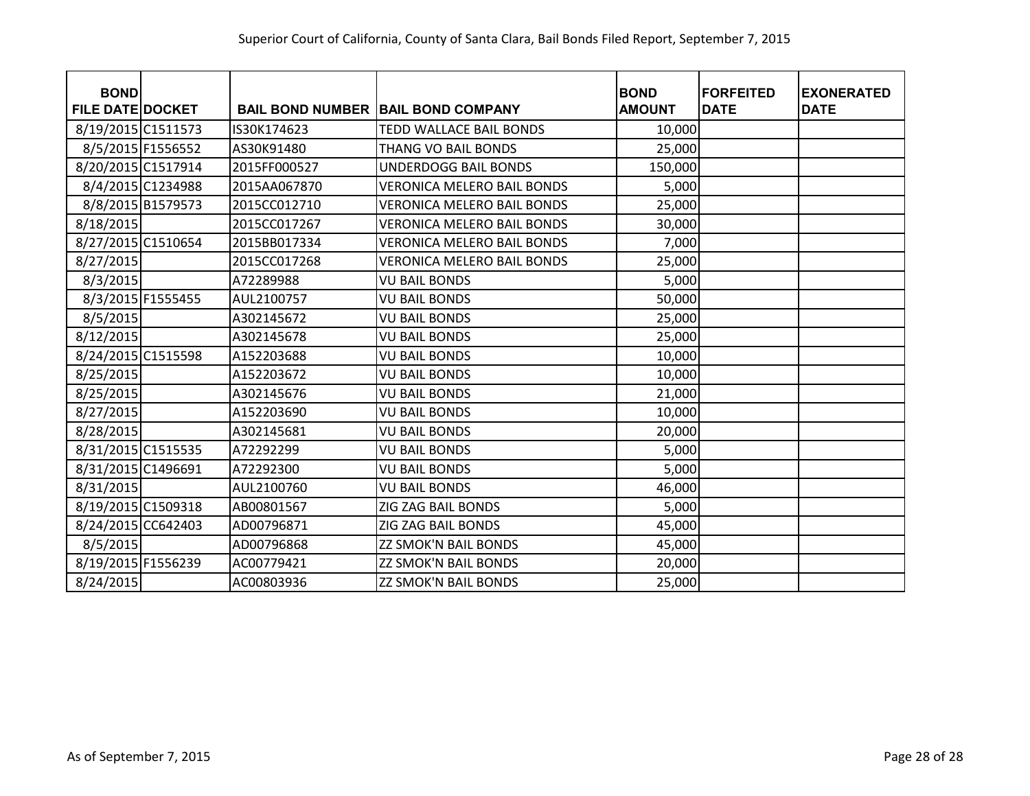| BOND FILE DATE | DOCKET | BAIL BOND NUMBER | BAIL BOND COMPANY | BOND AMOUNT | FORFEITED DATE | EXONERATED DATE |
|---|---|---|---|---|---|---|
| 8/19/2015 | C1511573 | IS30K174623 | TEDD WALLACE BAIL BONDS | 10,000 | | |
| 8/5/2015 | F1556552 | AS30K91480 | THANG VO BAIL BONDS | 25,000 | | |
| 8/20/2015 | C1517914 | 2015FF000527 | UNDERDOGG BAIL BONDS | 150,000 | | |
| 8/4/2015 | C1234988 | 2015AA067870 | VERONICA MELERO BAIL BONDS | 5,000 | | |
| 8/8/2015 | B1579573 | 2015CC012710 | VERONICA MELERO BAIL BONDS | 25,000 | | |
| 8/18/2015 | | 2015CC017267 | VERONICA MELERO BAIL BONDS | 30,000 | | |
| 8/27/2015 | C1510654 | 2015BB017334 | VERONICA MELERO BAIL BONDS | 7,000 | | |
| 8/27/2015 | | 2015CC017268 | VERONICA MELERO BAIL BONDS | 25,000 | | |
| 8/3/2015 | | A72289988 | VU BAIL BONDS | 5,000 | | |
| 8/3/2015 | F1555455 | AUL2100757 | VU BAIL BONDS | 50,000 | | |
| 8/5/2015 | | A302145672 | VU BAIL BONDS | 25,000 | | |
| 8/12/2015 | | A302145678 | VU BAIL BONDS | 25,000 | | |
| 8/24/2015 | C1515598 | A152203688 | VU BAIL BONDS | 10,000 | | |
| 8/25/2015 | | A152203672 | VU BAIL BONDS | 10,000 | | |
| 8/25/2015 | | A302145676 | VU BAIL BONDS | 21,000 | | |
| 8/27/2015 | | A152203690 | VU BAIL BONDS | 10,000 | | |
| 8/28/2015 | | A302145681 | VU BAIL BONDS | 20,000 | | |
| 8/31/2015 | C1515535 | A72292299 | VU BAIL BONDS | 5,000 | | |
| 8/31/2015 | C1496691 | A72292300 | VU BAIL BONDS | 5,000 | | |
| 8/31/2015 | | AUL2100760 | VU BAIL BONDS | 46,000 | | |
| 8/19/2015 | C1509318 | AB00801567 | ZIG ZAG BAIL BONDS | 5,000 | | |
| 8/24/2015 | CC642403 | AD00796871 | ZIG ZAG BAIL BONDS | 45,000 | | |
| 8/5/2015 | | AD00796868 | ZZ SMOK'N BAIL BONDS | 45,000 | | |
| 8/19/2015 | F1556239 | AC00779421 | ZZ SMOK'N BAIL BONDS | 20,000 | | |
| 8/24/2015 | | AC00803936 | ZZ SMOK'N BAIL BONDS | 25,000 | | |